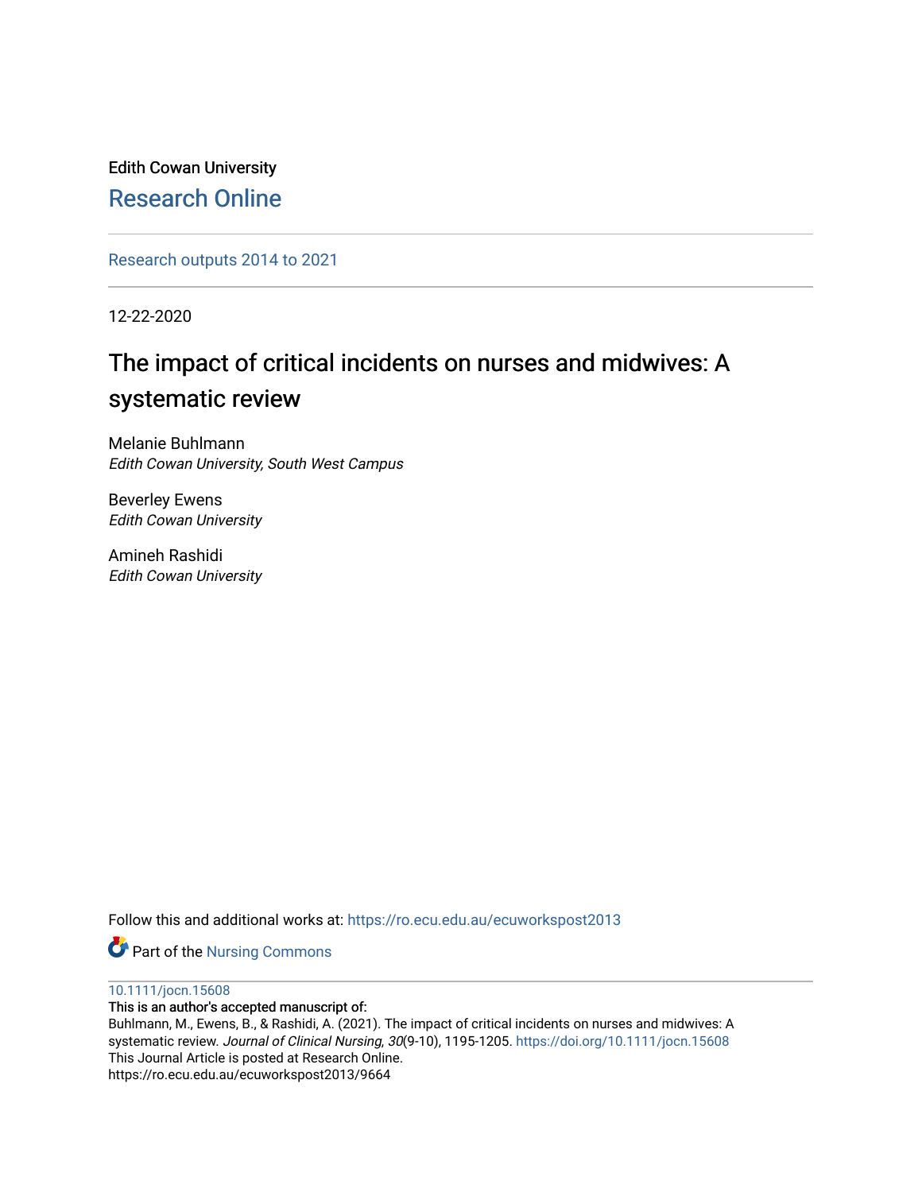Edith Cowan University

Research Online

Research outputs 2014 to 2021

12-22-2020

# The impact of critical incidents on nurses and midwives: A systematic review

Melanie Buhlmann
*Edith Cowan University, South West Campus*

Beverley Ewens
*Edith Cowan University*

Amineh Rashidi
*Edith Cowan University*

Follow this and additional works at: https://ro.ecu.edu.au/ecuworkspost2013

Part of the Nursing Commons

10.1111/jocn.15608

This is an author's accepted manuscript of:
Buhlmann, M., Ewens, B., & Rashidi, A. (2021). The impact of critical incidents on nurses and midwives: A systematic review. *Journal of Clinical Nursing*, *30*(9-10), 1195-1205. https://doi.org/10.1111/jocn.15608
This Journal Article is posted at Research Online.
https://ro.ecu.edu.au/ecuworkspost2013/9664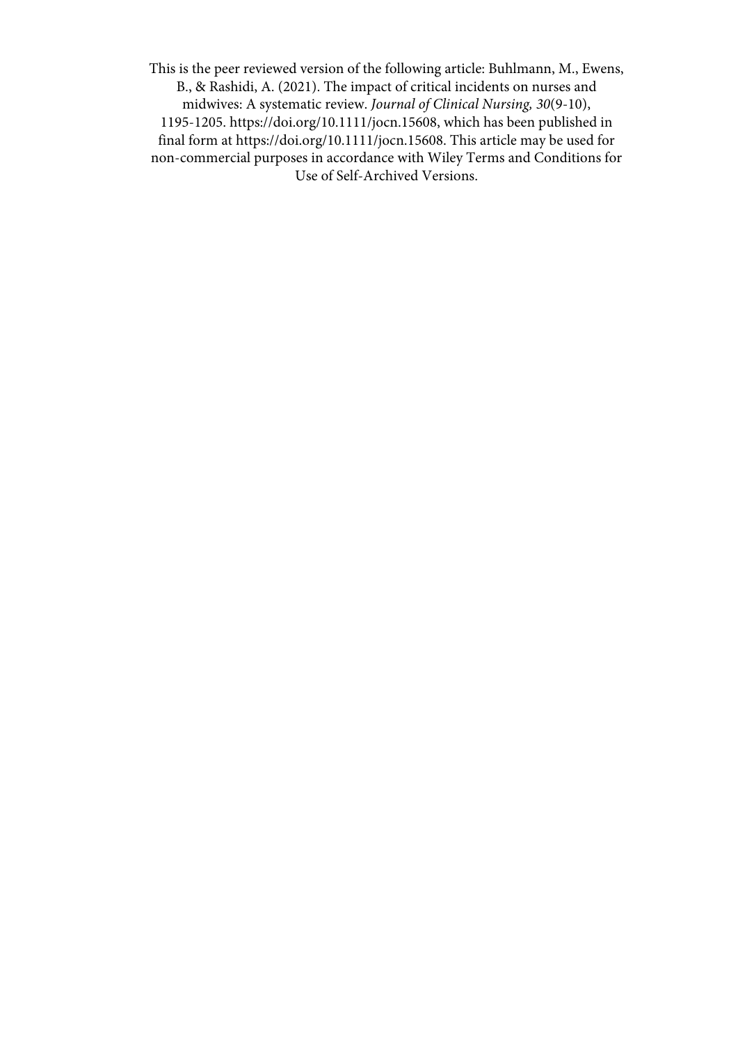This is the peer reviewed version of the following article: Buhlmann, M., Ewens, B., & Rashidi, A. (2021). The impact of critical incidents on nurses and midwives: A systematic review. *Journal of Clinical Nursing, 30*(9-10), 1195-1205. https://doi.org/10.1111/jocn.15608, which has been published in final form at https://doi.org/10.1111/jocn.15608. This article may be used for non-commercial purposes in accordance with Wiley Terms and Conditions for Use of Self-Archived Versions.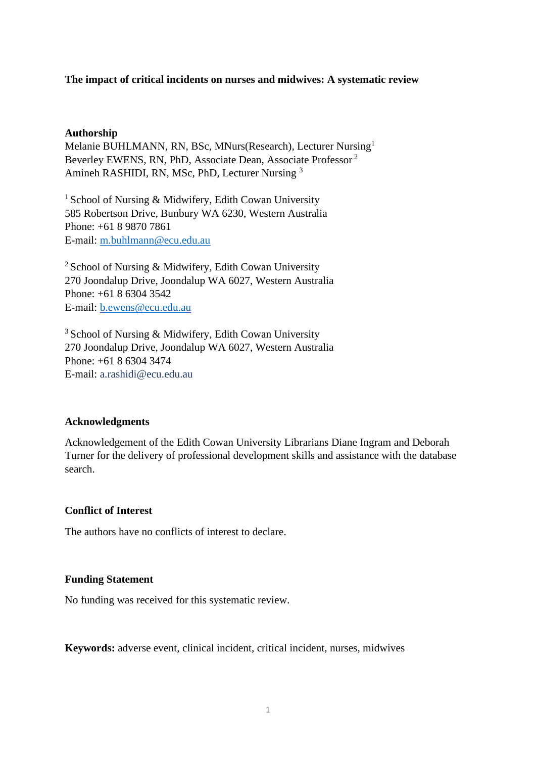**The impact of critical incidents on nurses and midwives: A systematic review**

**Authorship**

Melanie BUHLMANN, RN, BSc, MNurs(Research), Lecturer Nursing[1]
Beverley EWENS, RN, PhD, Associate Dean, Associate Professor [2]
Amineh RASHIDI, RN, MSc, PhD, Lecturer Nursing [3]

[1] School of Nursing & Midwifery, Edith Cowan University
585 Robertson Drive, Bunbury WA 6230, Western Australia
Phone: +61 8 9870 7861
E-mail: m.buhlmann@ecu.edu.au

[2] School of Nursing & Midwifery, Edith Cowan University
270 Joondalup Drive, Joondalup WA 6027, Western Australia
Phone: +61 8 6304 3542
E-mail: b.ewens@ecu.edu.au

[3] School of Nursing & Midwifery, Edith Cowan University
270 Joondalup Drive, Joondalup WA 6027, Western Australia
Phone: +61 8 6304 3474
E-mail: a.rashidi@ecu.edu.au

**Acknowledgments**

Acknowledgement of the Edith Cowan University Librarians Diane Ingram and Deborah Turner for the delivery of professional development skills and assistance with the database search.

**Conflict of Interest**

The authors have no conflicts of interest to declare.

**Funding Statement**

No funding was received for this systematic review.

**Keywords:** adverse event, clinical incident, critical incident, nurses, midwives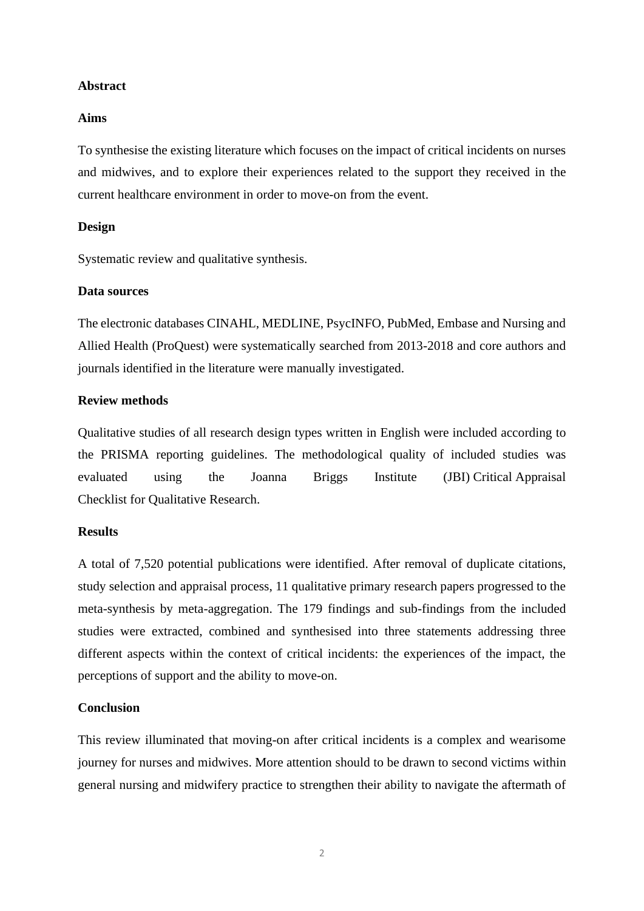## Abstract

### Aims

To synthesise the existing literature which focuses on the impact of critical incidents on nurses and midwives, and to explore their experiences related to the support they received in the current healthcare environment in order to move-on from the event.

### Design

Systematic review and qualitative synthesis.

### Data sources

The electronic databases CINAHL, MEDLINE, PsycINFO, PubMed, Embase and Nursing and Allied Health (ProQuest) were systematically searched from 2013-2018 and core authors and journals identified in the literature were manually investigated.

### Review methods

Qualitative studies of all research design types written in English were included according to the PRISMA reporting guidelines. The methodological quality of included studies was evaluated using the Joanna Briggs Institute (JBI) Critical Appraisal Checklist for Qualitative Research.

### Results

A total of 7,520 potential publications were identified. After removal of duplicate citations, study selection and appraisal process, 11 qualitative primary research papers progressed to the meta-synthesis by meta-aggregation. The 179 findings and sub-findings from the included studies were extracted, combined and synthesised into three statements addressing three different aspects within the context of critical incidents: the experiences of the impact, the perceptions of support and the ability to move-on.

### Conclusion

This review illuminated that moving-on after critical incidents is a complex and wearisome journey for nurses and midwives. More attention should to be drawn to second victims within general nursing and midwifery practice to strengthen their ability to navigate the aftermath of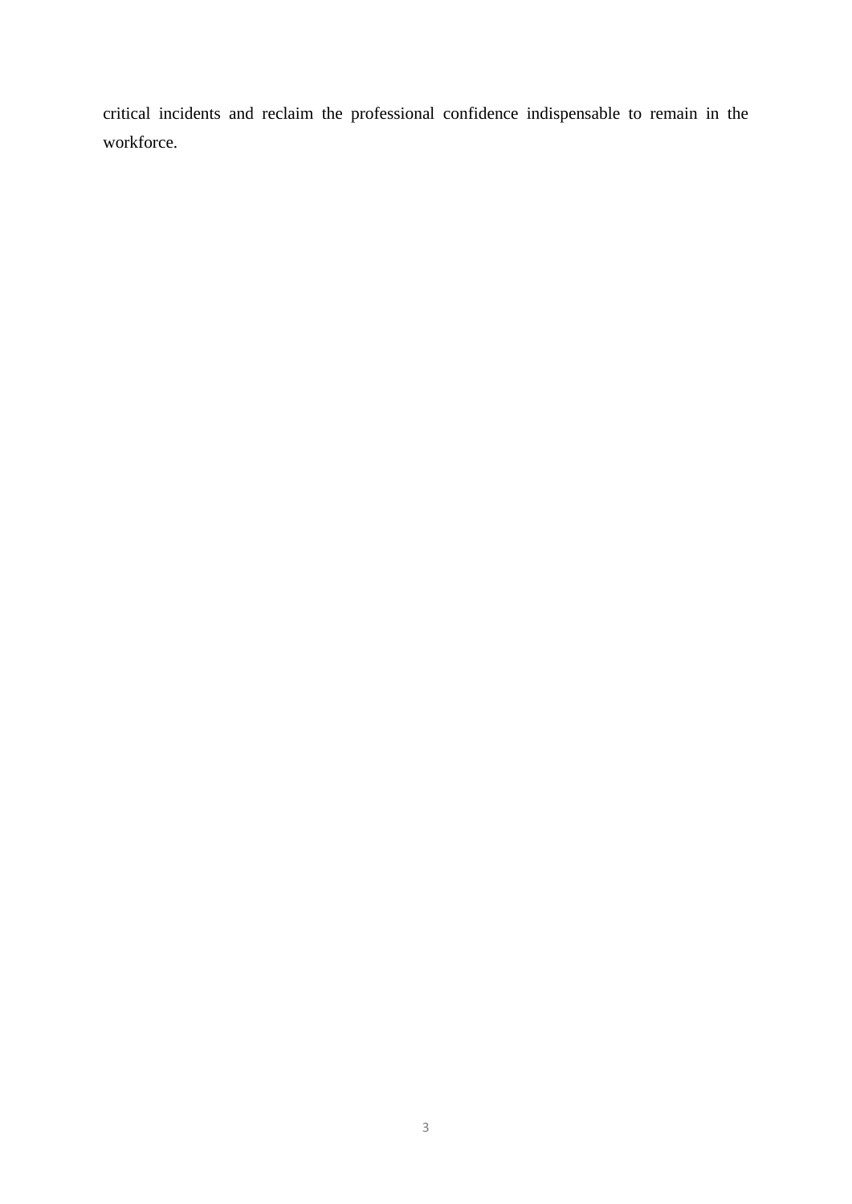critical incidents and reclaim the professional confidence indispensable to remain in the workforce.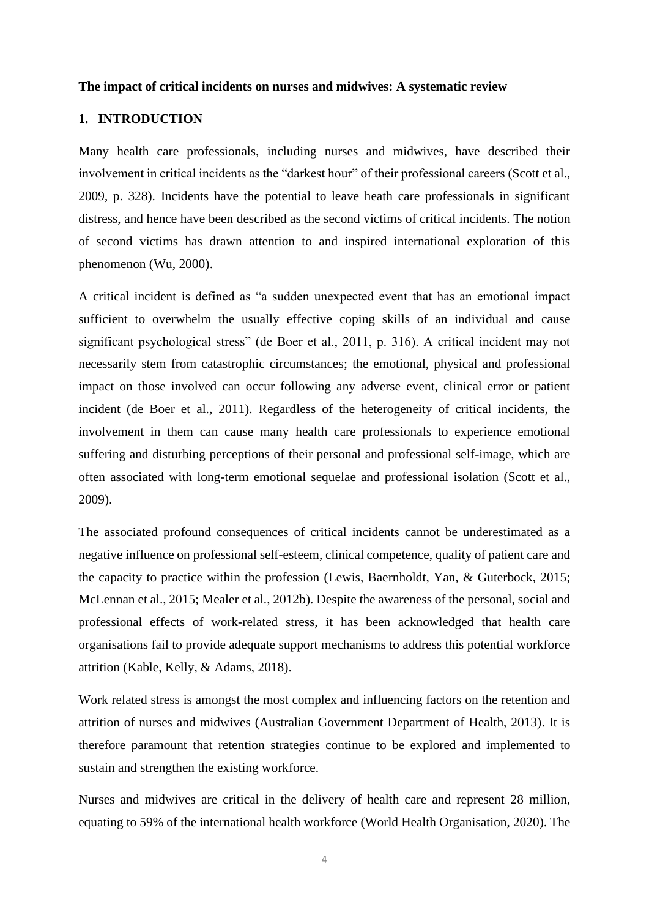**The impact of critical incidents on nurses and midwives: A systematic review**

## 1. INTRODUCTION

Many health care professionals, including nurses and midwives, have described their involvement in critical incidents as the "darkest hour" of their professional careers (Scott et al., 2009, p. 328). Incidents have the potential to leave heath care professionals in significant distress, and hence have been described as the second victims of critical incidents. The notion of second victims has drawn attention to and inspired international exploration of this phenomenon (Wu, 2000).

A critical incident is defined as "a sudden unexpected event that has an emotional impact sufficient to overwhelm the usually effective coping skills of an individual and cause significant psychological stress" (de Boer et al., 2011, p. 316). A critical incident may not necessarily stem from catastrophic circumstances; the emotional, physical and professional impact on those involved can occur following any adverse event, clinical error or patient incident (de Boer et al., 2011). Regardless of the heterogeneity of critical incidents, the involvement in them can cause many health care professionals to experience emotional suffering and disturbing perceptions of their personal and professional self-image, which are often associated with long-term emotional sequelae and professional isolation (Scott et al., 2009).

The associated profound consequences of critical incidents cannot be underestimated as a negative influence on professional self-esteem, clinical competence, quality of patient care and the capacity to practice within the profession (Lewis, Baernholdt, Yan, & Guterbock, 2015; McLennan et al., 2015; Mealer et al., 2012b). Despite the awareness of the personal, social and professional effects of work-related stress, it has been acknowledged that health care organisations fail to provide adequate support mechanisms to address this potential workforce attrition (Kable, Kelly, & Adams, 2018).

Work related stress is amongst the most complex and influencing factors on the retention and attrition of nurses and midwives (Australian Government Department of Health, 2013). It is therefore paramount that retention strategies continue to be explored and implemented to sustain and strengthen the existing workforce.

Nurses and midwives are critical in the delivery of health care and represent 28 million, equating to 59% of the international health workforce (World Health Organisation, 2020). The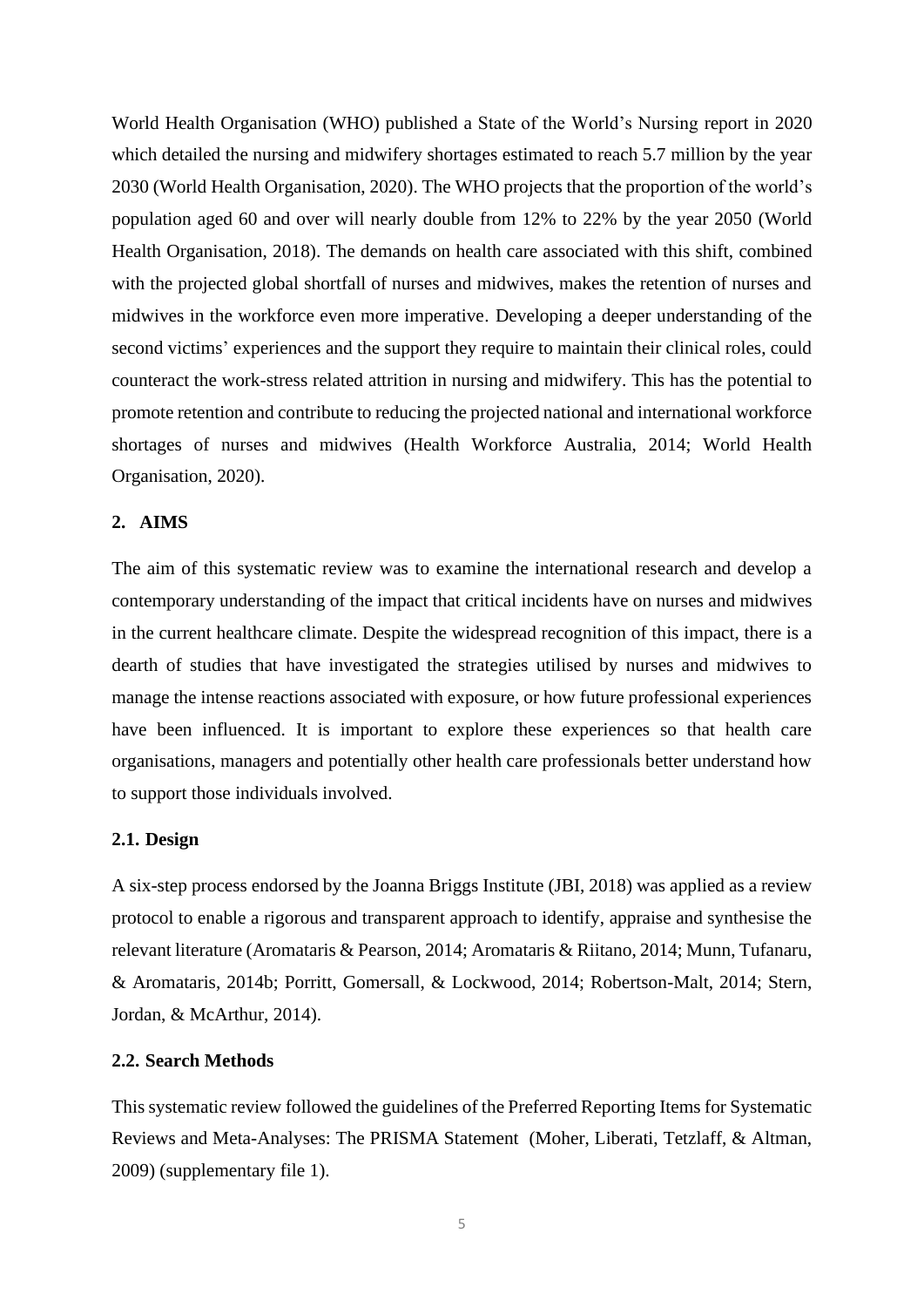World Health Organisation (WHO) published a State of the World's Nursing report in 2020 which detailed the nursing and midwifery shortages estimated to reach 5.7 million by the year 2030 (World Health Organisation, 2020). The WHO projects that the proportion of the world's population aged 60 and over will nearly double from 12% to 22% by the year 2050 (World Health Organisation, 2018). The demands on health care associated with this shift, combined with the projected global shortfall of nurses and midwives, makes the retention of nurses and midwives in the workforce even more imperative. Developing a deeper understanding of the second victims' experiences and the support they require to maintain their clinical roles, could counteract the work-stress related attrition in nursing and midwifery. This has the potential to promote retention and contribute to reducing the projected national and international workforce shortages of nurses and midwives (Health Workforce Australia, 2014; World Health Organisation, 2020).

## 2. AIMS

The aim of this systematic review was to examine the international research and develop a contemporary understanding of the impact that critical incidents have on nurses and midwives in the current healthcare climate. Despite the widespread recognition of this impact, there is a dearth of studies that have investigated the strategies utilised by nurses and midwives to manage the intense reactions associated with exposure, or how future professional experiences have been influenced. It is important to explore these experiences so that health care organisations, managers and potentially other health care professionals better understand how to support those individuals involved.

### 2.1. Design

A six-step process endorsed by the Joanna Briggs Institute (JBI, 2018) was applied as a review protocol to enable a rigorous and transparent approach to identify, appraise and synthesise the relevant literature (Aromataris & Pearson, 2014; Aromataris & Riitano, 2014; Munn, Tufanaru, & Aromataris, 2014b; Porritt, Gomersall, & Lockwood, 2014; Robertson-Malt, 2014; Stern, Jordan, & McArthur, 2014).

### 2.2. Search Methods

This systematic review followed the guidelines of the Preferred Reporting Items for Systematic Reviews and Meta-Analyses: The PRISMA Statement (Moher, Liberati, Tetzlaff, & Altman, 2009) (supplementary file 1).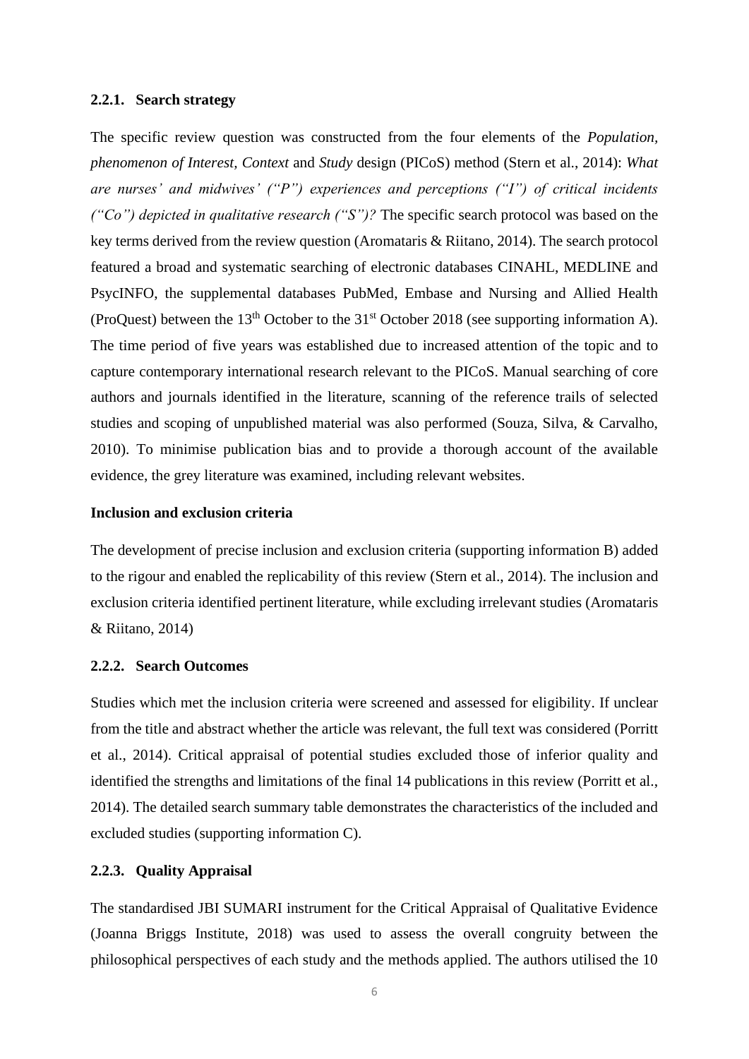### 2.2.1. Search strategy

The specific review question was constructed from the four elements of the *Population, phenomenon of Interest, Context* and *Study* design (PICoS) method (Stern et al., 2014): *What are nurses' and midwives' ("P") experiences and perceptions ("I") of critical incidents ("Co") depicted in qualitative research ("S")?* The specific search protocol was based on the key terms derived from the review question (Aromataris & Riitano, 2014). The search protocol featured a broad and systematic searching of electronic databases CINAHL, MEDLINE and PsycINFO, the supplemental databases PubMed, Embase and Nursing and Allied Health (ProQuest) between the 13th October to the 31st October 2018 (see supporting information A). The time period of five years was established due to increased attention of the topic and to capture contemporary international research relevant to the PICoS. Manual searching of core authors and journals identified in the literature, scanning of the reference trails of selected studies and scoping of unpublished material was also performed (Souza, Silva, & Carvalho, 2010). To minimise publication bias and to provide a thorough account of the available evidence, the grey literature was examined, including relevant websites.

**Inclusion and exclusion criteria**

The development of precise inclusion and exclusion criteria (supporting information B) added to the rigour and enabled the replicability of this review (Stern et al., 2014). The inclusion and exclusion criteria identified pertinent literature, while excluding irrelevant studies (Aromataris & Riitano, 2014)

### 2.2.2. Search Outcomes

Studies which met the inclusion criteria were screened and assessed for eligibility. If unclear from the title and abstract whether the article was relevant, the full text was considered (Porritt et al., 2014). Critical appraisal of potential studies excluded those of inferior quality and identified the strengths and limitations of the final 14 publications in this review (Porritt et al., 2014). The detailed search summary table demonstrates the characteristics of the included and excluded studies (supporting information C).

### 2.2.3. Quality Appraisal

The standardised JBI SUMARI instrument for the Critical Appraisal of Qualitative Evidence (Joanna Briggs Institute, 2018) was used to assess the overall congruity between the philosophical perspectives of each study and the methods applied. The authors utilised the 10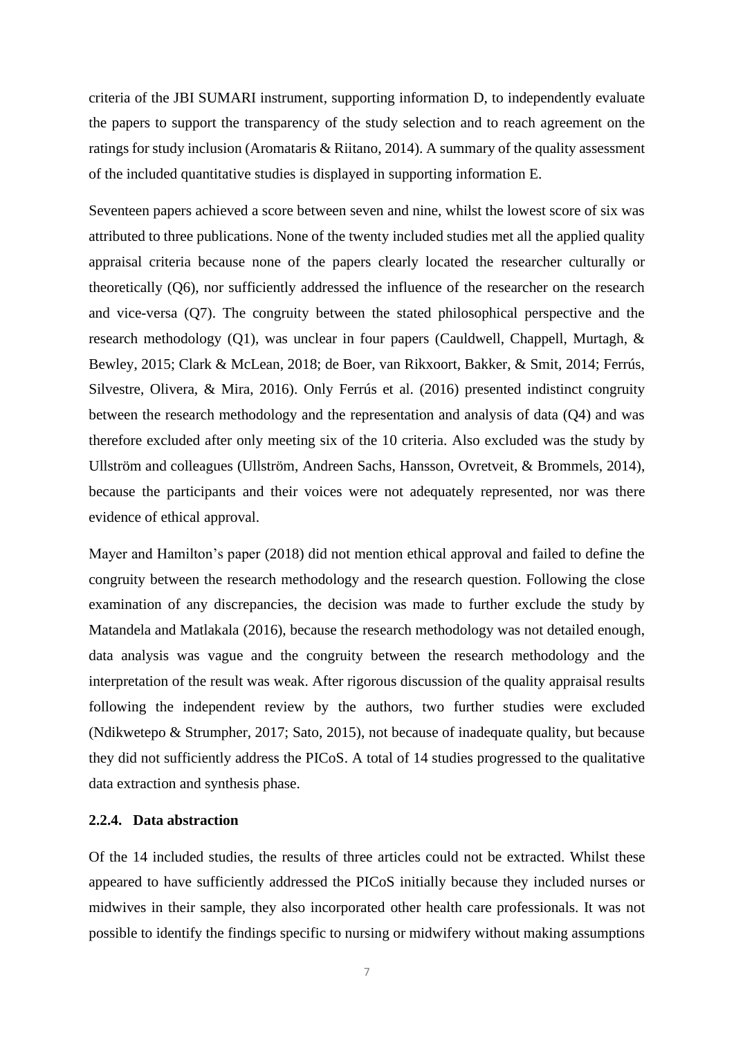criteria of the JBI SUMARI instrument, supporting information D, to independently evaluate the papers to support the transparency of the study selection and to reach agreement on the ratings for study inclusion (Aromataris & Riitano, 2014). A summary of the quality assessment of the included quantitative studies is displayed in supporting information E.

Seventeen papers achieved a score between seven and nine, whilst the lowest score of six was attributed to three publications. None of the twenty included studies met all the applied quality appraisal criteria because none of the papers clearly located the researcher culturally or theoretically (Q6), nor sufficiently addressed the influence of the researcher on the research and vice-versa (Q7). The congruity between the stated philosophical perspective and the research methodology (Q1), was unclear in four papers (Cauldwell, Chappell, Murtagh, & Bewley, 2015; Clark & McLean, 2018; de Boer, van Rikxoort, Bakker, & Smit, 2014; Ferrús, Silvestre, Olivera, & Mira, 2016). Only Ferrús et al. (2016) presented indistinct congruity between the research methodology and the representation and analysis of data (Q4) and was therefore excluded after only meeting six of the 10 criteria. Also excluded was the study by Ullström and colleagues (Ullström, Andreen Sachs, Hansson, Ovretveit, & Brommels, 2014), because the participants and their voices were not adequately represented, nor was there evidence of ethical approval.

Mayer and Hamilton's paper (2018) did not mention ethical approval and failed to define the congruity between the research methodology and the research question. Following the close examination of any discrepancies, the decision was made to further exclude the study by Matandela and Matlakala (2016), because the research methodology was not detailed enough, data analysis was vague and the congruity between the research methodology and the interpretation of the result was weak. After rigorous discussion of the quality appraisal results following the independent review by the authors, two further studies were excluded (Ndikwetepo & Strumpher, 2017; Sato, 2015), not because of inadequate quality, but because they did not sufficiently address the PICoS. A total of 14 studies progressed to the qualitative data extraction and synthesis phase.

### 2.2.4. Data abstraction

Of the 14 included studies, the results of three articles could not be extracted. Whilst these appeared to have sufficiently addressed the PICoS initially because they included nurses or midwives in their sample, they also incorporated other health care professionals. It was not possible to identify the findings specific to nursing or midwifery without making assumptions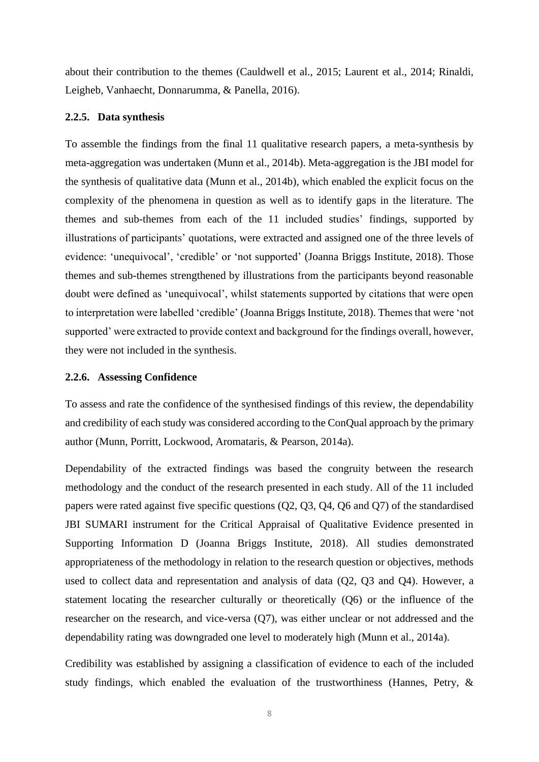about their contribution to the themes (Cauldwell et al., 2015; Laurent et al., 2014; Rinaldi, Leigheb, Vanhaecht, Donnarumma, & Panella, 2016).

### 2.2.5. Data synthesis

To assemble the findings from the final 11 qualitative research papers, a meta-synthesis by meta-aggregation was undertaken (Munn et al., 2014b). Meta-aggregation is the JBI model for the synthesis of qualitative data (Munn et al., 2014b), which enabled the explicit focus on the complexity of the phenomena in question as well as to identify gaps in the literature. The themes and sub-themes from each of the 11 included studies' findings, supported by illustrations of participants' quotations, were extracted and assigned one of the three levels of evidence: 'unequivocal', 'credible' or 'not supported' (Joanna Briggs Institute, 2018). Those themes and sub-themes strengthened by illustrations from the participants beyond reasonable doubt were defined as 'unequivocal', whilst statements supported by citations that were open to interpretation were labelled 'credible' (Joanna Briggs Institute, 2018). Themes that were 'not supported' were extracted to provide context and background for the findings overall, however, they were not included in the synthesis.

### 2.2.6. Assessing Confidence

To assess and rate the confidence of the synthesised findings of this review, the dependability and credibility of each study was considered according to the ConQual approach by the primary author (Munn, Porritt, Lockwood, Aromataris, & Pearson, 2014a).

Dependability of the extracted findings was based the congruity between the research methodology and the conduct of the research presented in each study. All of the 11 included papers were rated against five specific questions (Q2, Q3, Q4, Q6 and Q7) of the standardised JBI SUMARI instrument for the Critical Appraisal of Qualitative Evidence presented in Supporting Information D (Joanna Briggs Institute, 2018). All studies demonstrated appropriateness of the methodology in relation to the research question or objectives, methods used to collect data and representation and analysis of data (Q2, Q3 and Q4). However, a statement locating the researcher culturally or theoretically (Q6) or the influence of the researcher on the research, and vice-versa (Q7), was either unclear or not addressed and the dependability rating was downgraded one level to moderately high (Munn et al., 2014a).

Credibility was established by assigning a classification of evidence to each of the included study findings, which enabled the evaluation of the trustworthiness (Hannes, Petry, &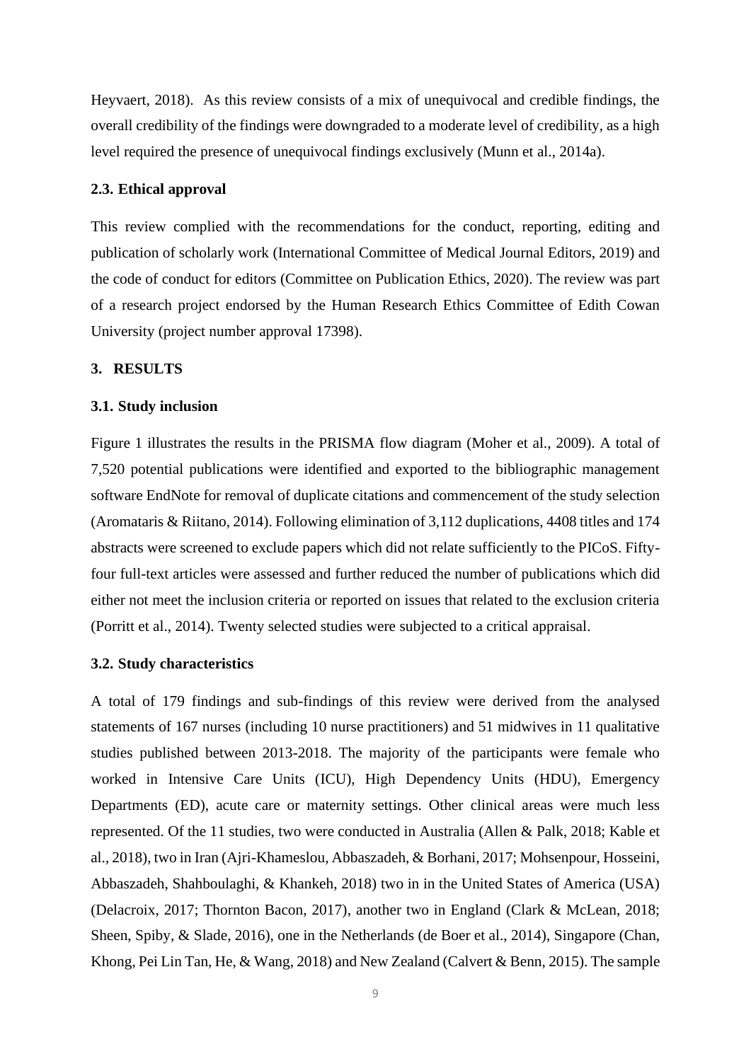Heyvaert, 2018). As this review consists of a mix of unequivocal and credible findings, the overall credibility of the findings were downgraded to a moderate level of credibility, as a high level required the presence of unequivocal findings exclusively (Munn et al., 2014a).

### 2.3. Ethical approval

This review complied with the recommendations for the conduct, reporting, editing and publication of scholarly work (International Committee of Medical Journal Editors, 2019) and the code of conduct for editors (Committee on Publication Ethics, 2020). The review was part of a research project endorsed by the Human Research Ethics Committee of Edith Cowan University (project number approval 17398).

## 3. RESULTS

### 3.1. Study inclusion

Figure 1 illustrates the results in the PRISMA flow diagram (Moher et al., 2009). A total of 7,520 potential publications were identified and exported to the bibliographic management software EndNote for removal of duplicate citations and commencement of the study selection (Aromataris & Riitano, 2014). Following elimination of 3,112 duplications, 4408 titles and 174 abstracts were screened to exclude papers which did not relate sufficiently to the PICoS. Fifty-four full-text articles were assessed and further reduced the number of publications which did either not meet the inclusion criteria or reported on issues that related to the exclusion criteria (Porritt et al., 2014). Twenty selected studies were subjected to a critical appraisal.

### 3.2. Study characteristics

A total of 179 findings and sub-findings of this review were derived from the analysed statements of 167 nurses (including 10 nurse practitioners) and 51 midwives in 11 qualitative studies published between 2013-2018. The majority of the participants were female who worked in Intensive Care Units (ICU), High Dependency Units (HDU), Emergency Departments (ED), acute care or maternity settings. Other clinical areas were much less represented. Of the 11 studies, two were conducted in Australia (Allen & Palk, 2018; Kable et al., 2018), two in Iran (Ajri-Khameslou, Abbaszadeh, & Borhani, 2017; Mohsenpour, Hosseini, Abbaszadeh, Shahboulaghi, & Khankeh, 2018) two in in the United States of America (USA) (Delacroix, 2017; Thornton Bacon, 2017), another two in England (Clark & McLean, 2018; Sheen, Spiby, & Slade, 2016), one in the Netherlands (de Boer et al., 2014), Singapore (Chan, Khong, Pei Lin Tan, He, & Wang, 2018) and New Zealand (Calvert & Benn, 2015). The sample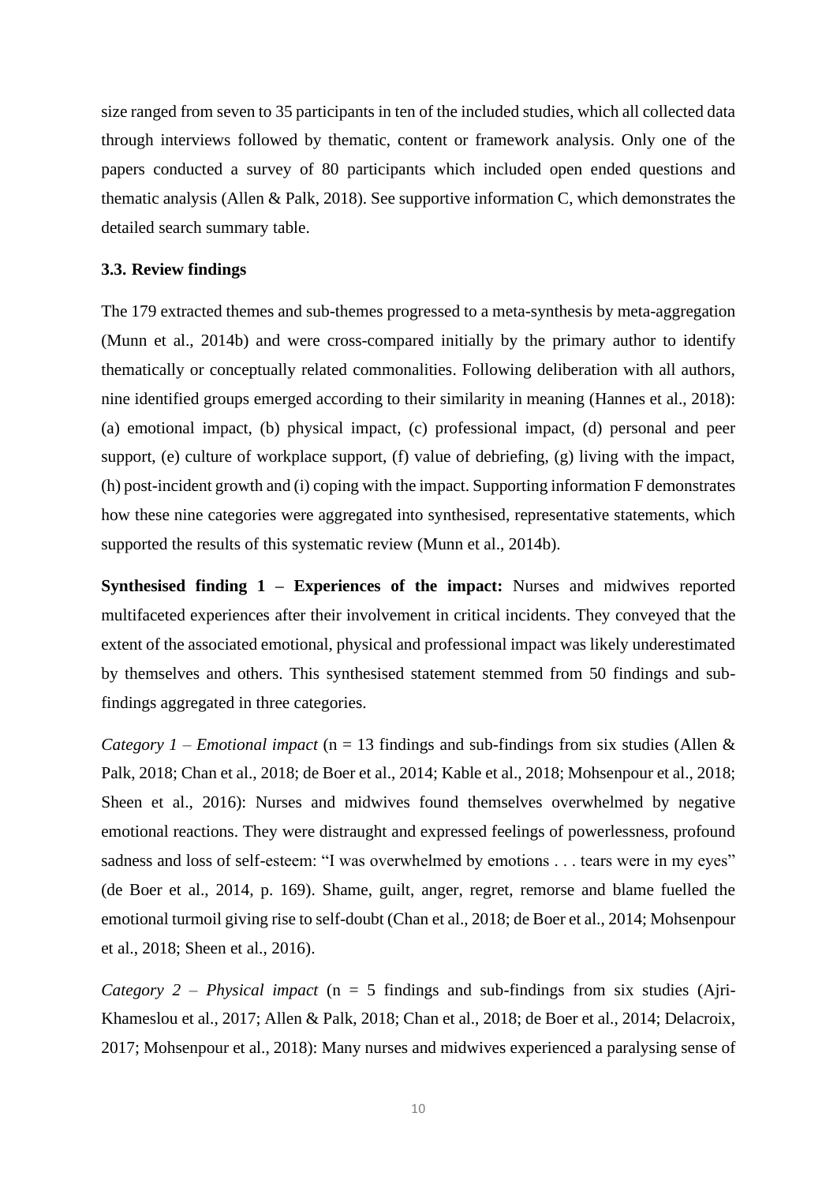size ranged from seven to 35 participants in ten of the included studies, which all collected data through interviews followed by thematic, content or framework analysis. Only one of the papers conducted a survey of 80 participants which included open ended questions and thematic analysis (Allen & Palk, 2018). See supportive information C, which demonstrates the detailed search summary table.

### 3.3. Review findings

The 179 extracted themes and sub-themes progressed to a meta-synthesis by meta-aggregation (Munn et al., 2014b) and were cross-compared initially by the primary author to identify thematically or conceptually related commonalities. Following deliberation with all authors, nine identified groups emerged according to their similarity in meaning (Hannes et al., 2018): (a) emotional impact, (b) physical impact, (c) professional impact, (d) personal and peer support, (e) culture of workplace support, (f) value of debriefing, (g) living with the impact, (h) post-incident growth and (i) coping with the impact. Supporting information F demonstrates how these nine categories were aggregated into synthesised, representative statements, which supported the results of this systematic review (Munn et al., 2014b).

**Synthesised finding 1 – Experiences of the impact:** Nurses and midwives reported multifaceted experiences after their involvement in critical incidents. They conveyed that the extent of the associated emotional, physical and professional impact was likely underestimated by themselves and others. This synthesised statement stemmed from 50 findings and sub-findings aggregated in three categories.

*Category 1 – Emotional impact* (n = 13 findings and sub-findings from six studies (Allen & Palk, 2018; Chan et al., 2018; de Boer et al., 2014; Kable et al., 2018; Mohsenpour et al., 2018; Sheen et al., 2016): Nurses and midwives found themselves overwhelmed by negative emotional reactions. They were distraught and expressed feelings of powerlessness, profound sadness and loss of self-esteem: "I was overwhelmed by emotions . . . tears were in my eyes" (de Boer et al., 2014, p. 169). Shame, guilt, anger, regret, remorse and blame fuelled the emotional turmoil giving rise to self-doubt (Chan et al., 2018; de Boer et al., 2014; Mohsenpour et al., 2018; Sheen et al., 2016).

*Category 2 – Physical impact* (n = 5 findings and sub-findings from six studies (Ajri-Khameslou et al., 2017; Allen & Palk, 2018; Chan et al., 2018; de Boer et al., 2014; Delacroix, 2017; Mohsenpour et al., 2018): Many nurses and midwives experienced a paralysing sense of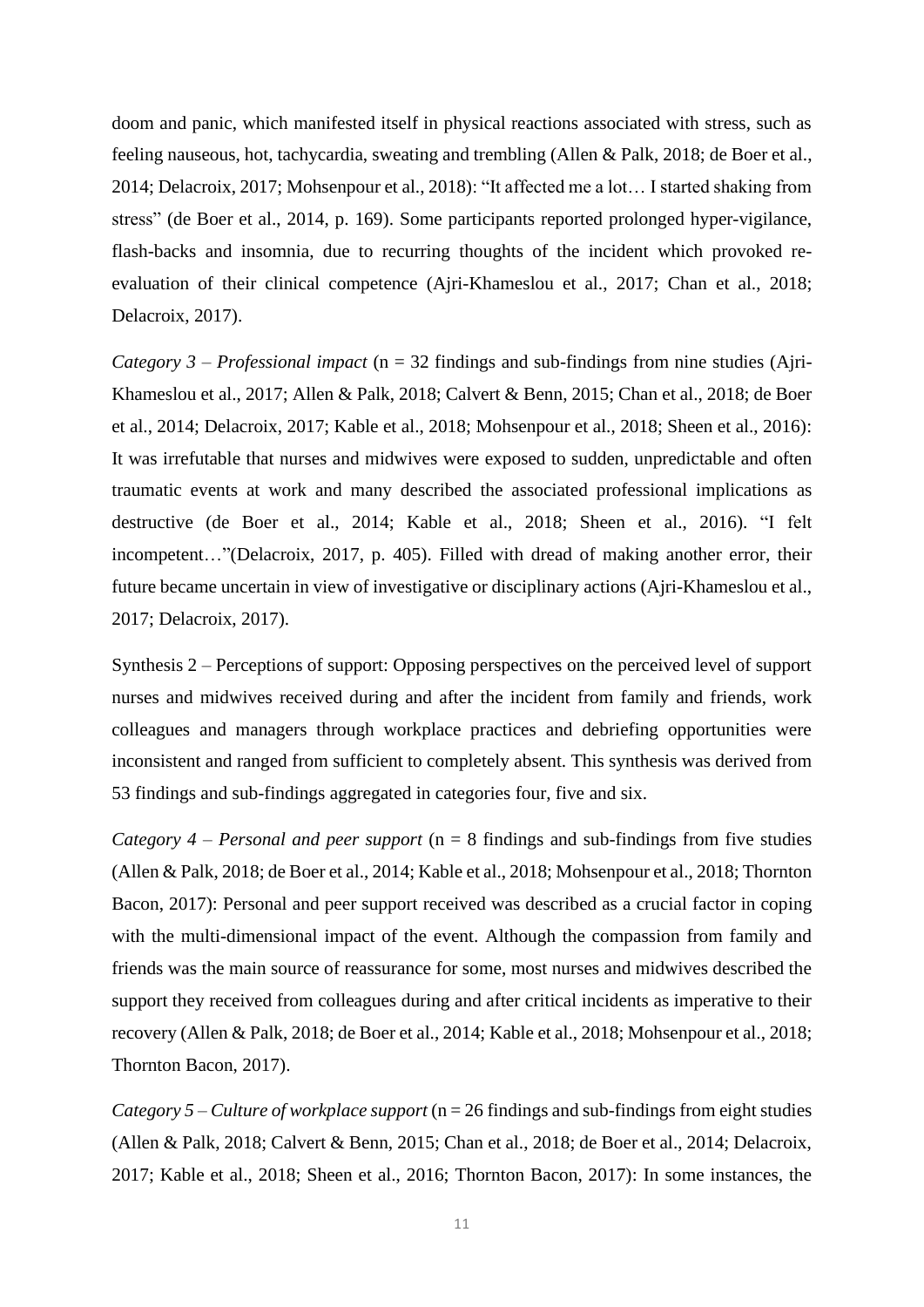doom and panic, which manifested itself in physical reactions associated with stress, such as feeling nauseous, hot, tachycardia, sweating and trembling (Allen & Palk, 2018; de Boer et al., 2014; Delacroix, 2017; Mohsenpour et al., 2018): "It affected me a lot… I started shaking from stress" (de Boer et al., 2014, p. 169). Some participants reported prolonged hyper-vigilance, flash-backs and insomnia, due to recurring thoughts of the incident which provoked re-evaluation of their clinical competence (Ajri-Khameslou et al., 2017; Chan et al., 2018; Delacroix, 2017).

*Category 3 – Professional impact* (n = 32 findings and sub-findings from nine studies (Ajri-Khameslou et al., 2017; Allen & Palk, 2018; Calvert & Benn, 2015; Chan et al., 2018; de Boer et al., 2014; Delacroix, 2017; Kable et al., 2018; Mohsenpour et al., 2018; Sheen et al., 2016): It was irrefutable that nurses and midwives were exposed to sudden, unpredictable and often traumatic events at work and many described the associated professional implications as destructive (de Boer et al., 2014; Kable et al., 2018; Sheen et al., 2016). "I felt incompetent…"(Delacroix, 2017, p. 405). Filled with dread of making another error, their future became uncertain in view of investigative or disciplinary actions (Ajri-Khameslou et al., 2017; Delacroix, 2017).

Synthesis 2 – Perceptions of support: Opposing perspectives on the perceived level of support nurses and midwives received during and after the incident from family and friends, work colleagues and managers through workplace practices and debriefing opportunities were inconsistent and ranged from sufficient to completely absent. This synthesis was derived from 53 findings and sub-findings aggregated in categories four, five and six.

*Category 4 – Personal and peer support* (n = 8 findings and sub-findings from five studies (Allen & Palk, 2018; de Boer et al., 2014; Kable et al., 2018; Mohsenpour et al., 2018; Thornton Bacon, 2017): Personal and peer support received was described as a crucial factor in coping with the multi-dimensional impact of the event. Although the compassion from family and friends was the main source of reassurance for some, most nurses and midwives described the support they received from colleagues during and after critical incidents as imperative to their recovery (Allen & Palk, 2018; de Boer et al., 2014; Kable et al., 2018; Mohsenpour et al., 2018; Thornton Bacon, 2017).

*Category 5 – Culture of workplace support* (n = 26 findings and sub-findings from eight studies (Allen & Palk, 2018; Calvert & Benn, 2015; Chan et al., 2018; de Boer et al., 2014; Delacroix, 2017; Kable et al., 2018; Sheen et al., 2016; Thornton Bacon, 2017): In some instances, the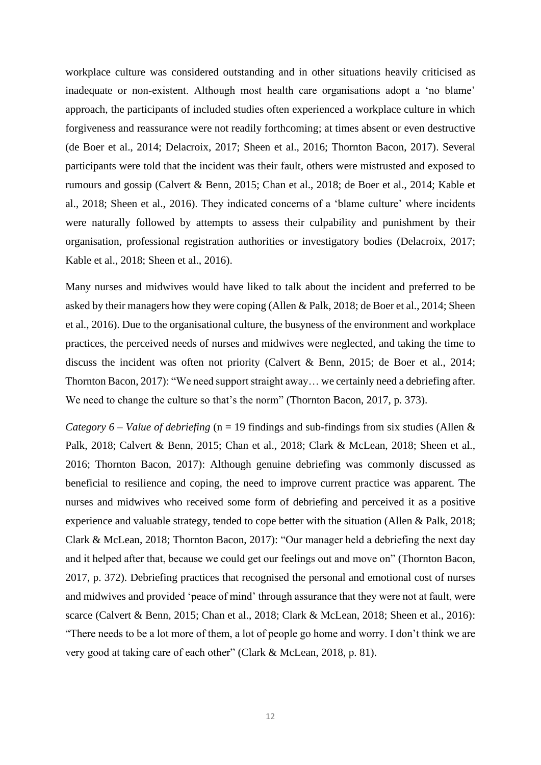workplace culture was considered outstanding and in other situations heavily criticised as inadequate or non-existent. Although most health care organisations adopt a 'no blame' approach, the participants of included studies often experienced a workplace culture in which forgiveness and reassurance were not readily forthcoming; at times absent or even destructive (de Boer et al., 2014; Delacroix, 2017; Sheen et al., 2016; Thornton Bacon, 2017). Several participants were told that the incident was their fault, others were mistrusted and exposed to rumours and gossip (Calvert & Benn, 2015; Chan et al., 2018; de Boer et al., 2014; Kable et al., 2018; Sheen et al., 2016). They indicated concerns of a 'blame culture' where incidents were naturally followed by attempts to assess their culpability and punishment by their organisation, professional registration authorities or investigatory bodies (Delacroix, 2017; Kable et al., 2018; Sheen et al., 2016).

Many nurses and midwives would have liked to talk about the incident and preferred to be asked by their managers how they were coping (Allen & Palk, 2018; de Boer et al., 2014; Sheen et al., 2016). Due to the organisational culture, the busyness of the environment and workplace practices, the perceived needs of nurses and midwives were neglected, and taking the time to discuss the incident was often not priority (Calvert & Benn, 2015; de Boer et al., 2014; Thornton Bacon, 2017): "We need support straight away… we certainly need a debriefing after. We need to change the culture so that's the norm" (Thornton Bacon, 2017, p. 373).

*Category 6 – Value of debriefing* (n = 19 findings and sub-findings from six studies (Allen & Palk, 2018; Calvert & Benn, 2015; Chan et al., 2018; Clark & McLean, 2018; Sheen et al., 2016; Thornton Bacon, 2017): Although genuine debriefing was commonly discussed as beneficial to resilience and coping, the need to improve current practice was apparent. The nurses and midwives who received some form of debriefing and perceived it as a positive experience and valuable strategy, tended to cope better with the situation (Allen & Palk, 2018; Clark & McLean, 2018; Thornton Bacon, 2017): "Our manager held a debriefing the next day and it helped after that, because we could get our feelings out and move on" (Thornton Bacon, 2017, p. 372). Debriefing practices that recognised the personal and emotional cost of nurses and midwives and provided 'peace of mind' through assurance that they were not at fault, were scarce (Calvert & Benn, 2015; Chan et al., 2018; Clark & McLean, 2018; Sheen et al., 2016): "There needs to be a lot more of them, a lot of people go home and worry. I don't think we are very good at taking care of each other" (Clark & McLean, 2018, p. 81).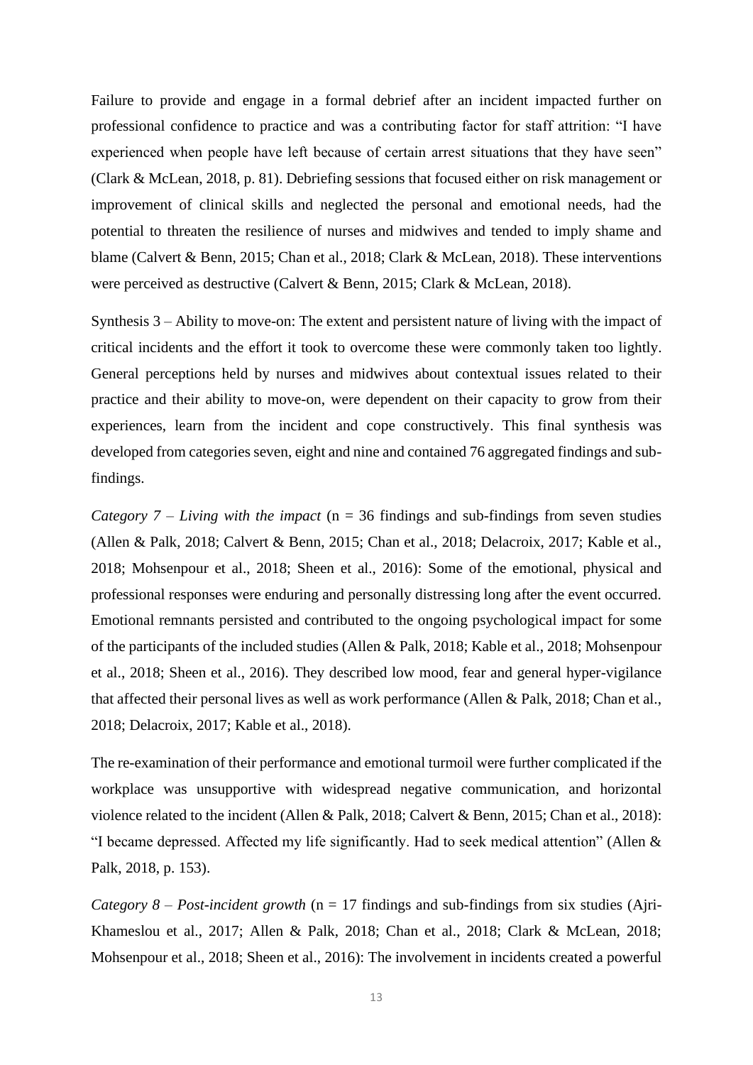Failure to provide and engage in a formal debrief after an incident impacted further on professional confidence to practice and was a contributing factor for staff attrition: “I have experienced when people have left because of certain arrest situations that they have seen” (Clark & McLean, 2018, p. 81). Debriefing sessions that focused either on risk management or improvement of clinical skills and neglected the personal and emotional needs, had the potential to threaten the resilience of nurses and midwives and tended to imply shame and blame (Calvert & Benn, 2015; Chan et al., 2018; Clark & McLean, 2018). These interventions were perceived as destructive (Calvert & Benn, 2015; Clark & McLean, 2018).

Synthesis 3 – Ability to move-on: The extent and persistent nature of living with the impact of critical incidents and the effort it took to overcome these were commonly taken too lightly. General perceptions held by nurses and midwives about contextual issues related to their practice and their ability to move-on, were dependent on their capacity to grow from their experiences, learn from the incident and cope constructively. This final synthesis was developed from categories seven, eight and nine and contained 76 aggregated findings and sub-findings.

*Category 7 – Living with the impact* (n = 36 findings and sub-findings from seven studies (Allen & Palk, 2018; Calvert & Benn, 2015; Chan et al., 2018; Delacroix, 2017; Kable et al., 2018; Mohsenpour et al., 2018; Sheen et al., 2016): Some of the emotional, physical and professional responses were enduring and personally distressing long after the event occurred. Emotional remnants persisted and contributed to the ongoing psychological impact for some of the participants of the included studies (Allen & Palk, 2018; Kable et al., 2018; Mohsenpour et al., 2018; Sheen et al., 2016). They described low mood, fear and general hyper-vigilance that affected their personal lives as well as work performance (Allen & Palk, 2018; Chan et al., 2018; Delacroix, 2017; Kable et al., 2018).

The re-examination of their performance and emotional turmoil were further complicated if the workplace was unsupportive with widespread negative communication, and horizontal violence related to the incident (Allen & Palk, 2018; Calvert & Benn, 2015; Chan et al., 2018): “I became depressed. Affected my life significantly. Had to seek medical attention” (Allen & Palk, 2018, p. 153).

*Category 8 – Post-incident growth* (n = 17 findings and sub-findings from six studies (Ajri-Khameslou et al., 2017; Allen & Palk, 2018; Chan et al., 2018; Clark & McLean, 2018; Mohsenpour et al., 2018; Sheen et al., 2016): The involvement in incidents created a powerful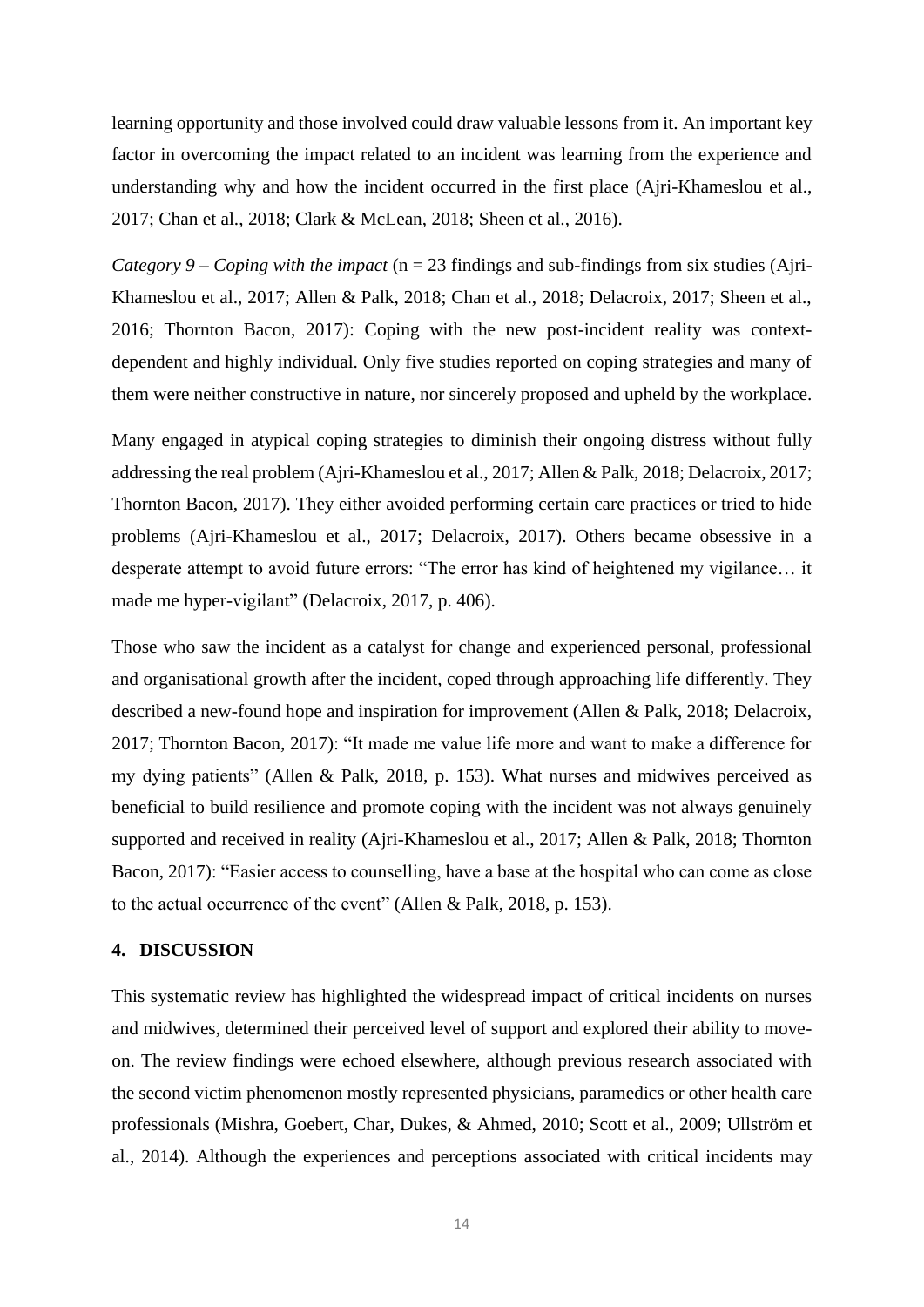learning opportunity and those involved could draw valuable lessons from it. An important key factor in overcoming the impact related to an incident was learning from the experience and understanding why and how the incident occurred in the first place (Ajri-Khameslou et al., 2017; Chan et al., 2018; Clark & McLean, 2018; Sheen et al., 2016).

*Category 9 – Coping with the impact* (n = 23 findings and sub-findings from six studies (Ajri-Khameslou et al., 2017; Allen & Palk, 2018; Chan et al., 2018; Delacroix, 2017; Sheen et al., 2016; Thornton Bacon, 2017): Coping with the new post-incident reality was context-dependent and highly individual. Only five studies reported on coping strategies and many of them were neither constructive in nature, nor sincerely proposed and upheld by the workplace.

Many engaged in atypical coping strategies to diminish their ongoing distress without fully addressing the real problem (Ajri-Khameslou et al., 2017; Allen & Palk, 2018; Delacroix, 2017; Thornton Bacon, 2017). They either avoided performing certain care practices or tried to hide problems (Ajri-Khameslou et al., 2017; Delacroix, 2017). Others became obsessive in a desperate attempt to avoid future errors: "The error has kind of heightened my vigilance… it made me hyper-vigilant" (Delacroix, 2017, p. 406).

Those who saw the incident as a catalyst for change and experienced personal, professional and organisational growth after the incident, coped through approaching life differently. They described a new-found hope and inspiration for improvement (Allen & Palk, 2018; Delacroix, 2017; Thornton Bacon, 2017): "It made me value life more and want to make a difference for my dying patients" (Allen & Palk, 2018, p. 153). What nurses and midwives perceived as beneficial to build resilience and promote coping with the incident was not always genuinely supported and received in reality (Ajri-Khameslou et al., 2017; Allen & Palk, 2018; Thornton Bacon, 2017): "Easier access to counselling, have a base at the hospital who can come as close to the actual occurrence of the event" (Allen & Palk, 2018, p. 153).

## 4. DISCUSSION

This systematic review has highlighted the widespread impact of critical incidents on nurses and midwives, determined their perceived level of support and explored their ability to move-on. The review findings were echoed elsewhere, although previous research associated with the second victim phenomenon mostly represented physicians, paramedics or other health care professionals (Mishra, Goebert, Char, Dukes, & Ahmed, 2010; Scott et al., 2009; Ullström et al., 2014). Although the experiences and perceptions associated with critical incidents may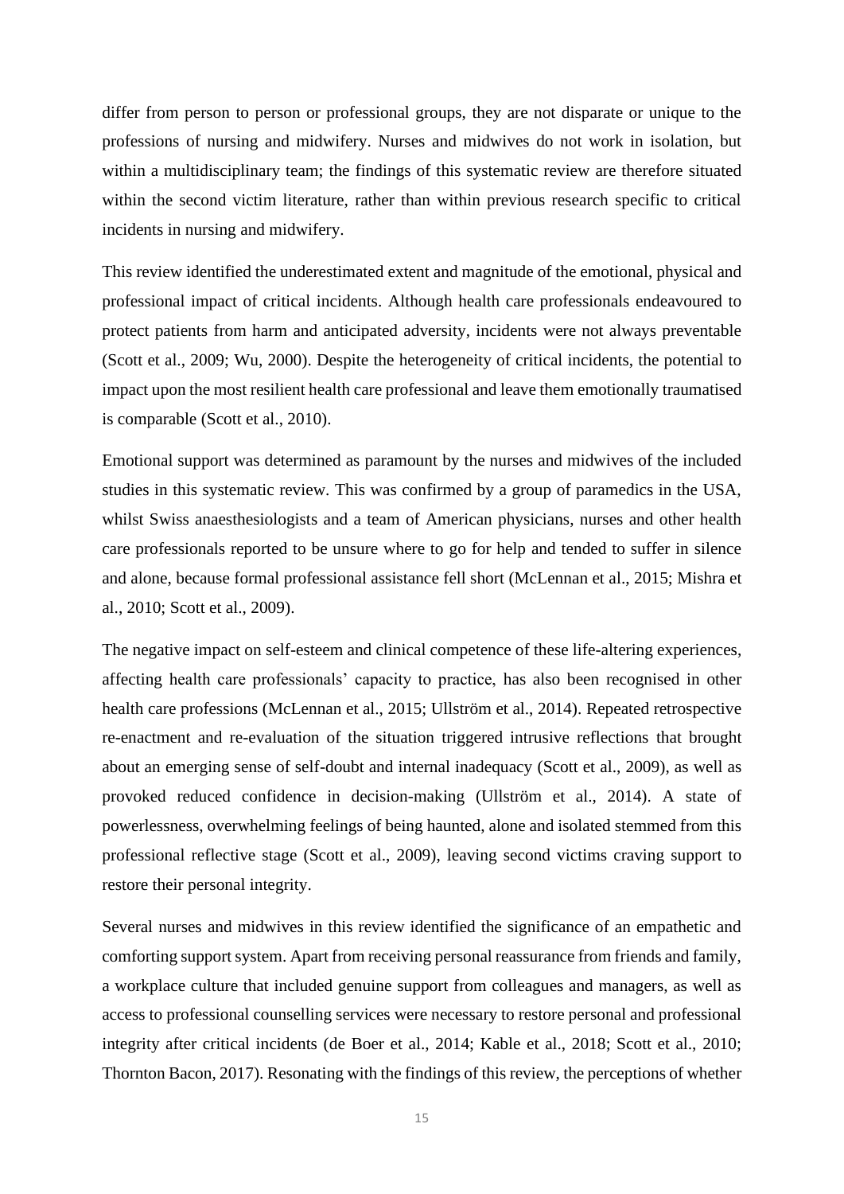differ from person to person or professional groups, they are not disparate or unique to the professions of nursing and midwifery. Nurses and midwives do not work in isolation, but within a multidisciplinary team; the findings of this systematic review are therefore situated within the second victim literature, rather than within previous research specific to critical incidents in nursing and midwifery.

This review identified the underestimated extent and magnitude of the emotional, physical and professional impact of critical incidents. Although health care professionals endeavoured to protect patients from harm and anticipated adversity, incidents were not always preventable (Scott et al., 2009; Wu, 2000). Despite the heterogeneity of critical incidents, the potential to impact upon the most resilient health care professional and leave them emotionally traumatised is comparable (Scott et al., 2010).

Emotional support was determined as paramount by the nurses and midwives of the included studies in this systematic review. This was confirmed by a group of paramedics in the USA, whilst Swiss anaesthesiologists and a team of American physicians, nurses and other health care professionals reported to be unsure where to go for help and tended to suffer in silence and alone, because formal professional assistance fell short (McLennan et al., 2015; Mishra et al., 2010; Scott et al., 2009).

The negative impact on self-esteem and clinical competence of these life-altering experiences, affecting health care professionals' capacity to practice, has also been recognised in other health care professions (McLennan et al., 2015; Ullström et al., 2014). Repeated retrospective re-enactment and re-evaluation of the situation triggered intrusive reflections that brought about an emerging sense of self-doubt and internal inadequacy (Scott et al., 2009), as well as provoked reduced confidence in decision-making (Ullström et al., 2014). A state of powerlessness, overwhelming feelings of being haunted, alone and isolated stemmed from this professional reflective stage (Scott et al., 2009), leaving second victims craving support to restore their personal integrity.

Several nurses and midwives in this review identified the significance of an empathetic and comforting support system. Apart from receiving personal reassurance from friends and family, a workplace culture that included genuine support from colleagues and managers, as well as access to professional counselling services were necessary to restore personal and professional integrity after critical incidents (de Boer et al., 2014; Kable et al., 2018; Scott et al., 2010; Thornton Bacon, 2017). Resonating with the findings of this review, the perceptions of whether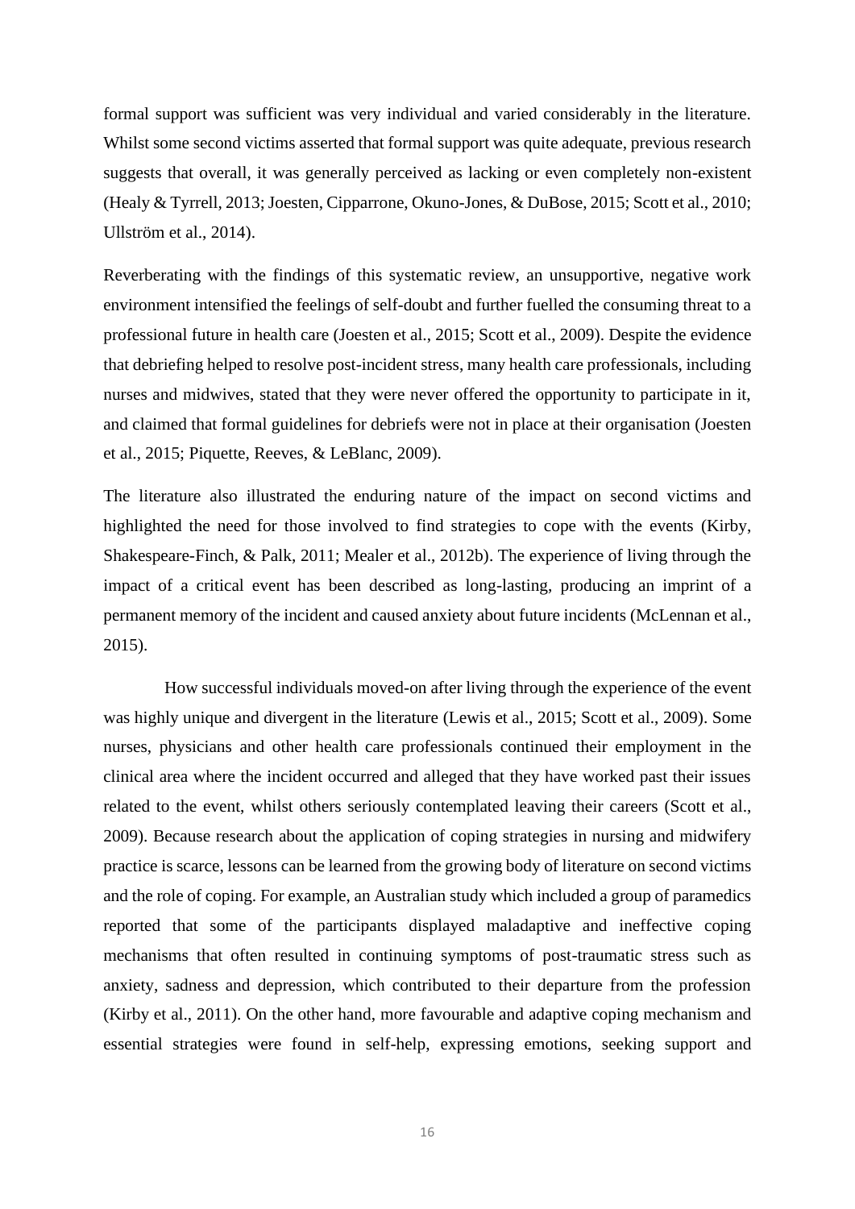formal support was sufficient was very individual and varied considerably in the literature. Whilst some second victims asserted that formal support was quite adequate, previous research suggests that overall, it was generally perceived as lacking or even completely non-existent (Healy & Tyrrell, 2013; Joesten, Cipparrone, Okuno-Jones, & DuBose, 2015; Scott et al., 2010; Ullström et al., 2014).

Reverberating with the findings of this systematic review, an unsupportive, negative work environment intensified the feelings of self-doubt and further fuelled the consuming threat to a professional future in health care (Joesten et al., 2015; Scott et al., 2009). Despite the evidence that debriefing helped to resolve post-incident stress, many health care professionals, including nurses and midwives, stated that they were never offered the opportunity to participate in it, and claimed that formal guidelines for debriefs were not in place at their organisation (Joesten et al., 2015; Piquette, Reeves, & LeBlanc, 2009).

The literature also illustrated the enduring nature of the impact on second victims and highlighted the need for those involved to find strategies to cope with the events (Kirby, Shakespeare-Finch, & Palk, 2011; Mealer et al., 2012b). The experience of living through the impact of a critical event has been described as long-lasting, producing an imprint of a permanent memory of the incident and caused anxiety about future incidents (McLennan et al., 2015).

How successful individuals moved-on after living through the experience of the event was highly unique and divergent in the literature (Lewis et al., 2015; Scott et al., 2009). Some nurses, physicians and other health care professionals continued their employment in the clinical area where the incident occurred and alleged that they have worked past their issues related to the event, whilst others seriously contemplated leaving their careers (Scott et al., 2009). Because research about the application of coping strategies in nursing and midwifery practice is scarce, lessons can be learned from the growing body of literature on second victims and the role of coping. For example, an Australian study which included a group of paramedics reported that some of the participants displayed maladaptive and ineffective coping mechanisms that often resulted in continuing symptoms of post-traumatic stress such as anxiety, sadness and depression, which contributed to their departure from the profession (Kirby et al., 2011). On the other hand, more favourable and adaptive coping mechanism and essential strategies were found in self-help, expressing emotions, seeking support and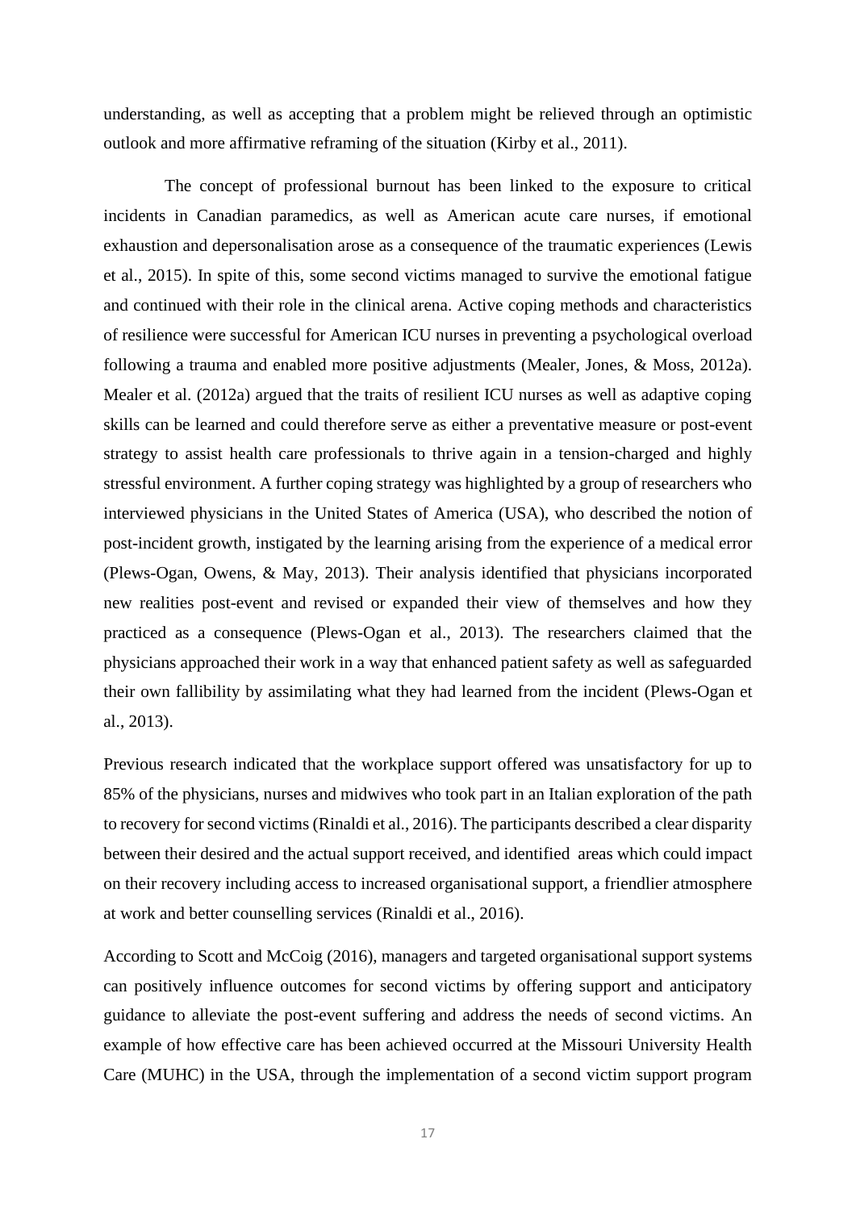understanding, as well as accepting that a problem might be relieved through an optimistic outlook and more affirmative reframing of the situation (Kirby et al., 2011).

The concept of professional burnout has been linked to the exposure to critical incidents in Canadian paramedics, as well as American acute care nurses, if emotional exhaustion and depersonalisation arose as a consequence of the traumatic experiences (Lewis et al., 2015). In spite of this, some second victims managed to survive the emotional fatigue and continued with their role in the clinical arena. Active coping methods and characteristics of resilience were successful for American ICU nurses in preventing a psychological overload following a trauma and enabled more positive adjustments (Mealer, Jones, & Moss, 2012a). Mealer et al. (2012a) argued that the traits of resilient ICU nurses as well as adaptive coping skills can be learned and could therefore serve as either a preventative measure or post-event strategy to assist health care professionals to thrive again in a tension-charged and highly stressful environment. A further coping strategy was highlighted by a group of researchers who interviewed physicians in the United States of America (USA), who described the notion of post-incident growth, instigated by the learning arising from the experience of a medical error (Plews-Ogan, Owens, & May, 2013). Their analysis identified that physicians incorporated new realities post-event and revised or expanded their view of themselves and how they practiced as a consequence (Plews-Ogan et al., 2013). The researchers claimed that the physicians approached their work in a way that enhanced patient safety as well as safeguarded their own fallibility by assimilating what they had learned from the incident (Plews-Ogan et al., 2013).

Previous research indicated that the workplace support offered was unsatisfactory for up to 85% of the physicians, nurses and midwives who took part in an Italian exploration of the path to recovery for second victims (Rinaldi et al., 2016). The participants described a clear disparity between their desired and the actual support received, and identified areas which could impact on their recovery including access to increased organisational support, a friendlier atmosphere at work and better counselling services (Rinaldi et al., 2016).

According to Scott and McCoig (2016), managers and targeted organisational support systems can positively influence outcomes for second victims by offering support and anticipatory guidance to alleviate the post-event suffering and address the needs of second victims. An example of how effective care has been achieved occurred at the Missouri University Health Care (MUHC) in the USA, through the implementation of a second victim support program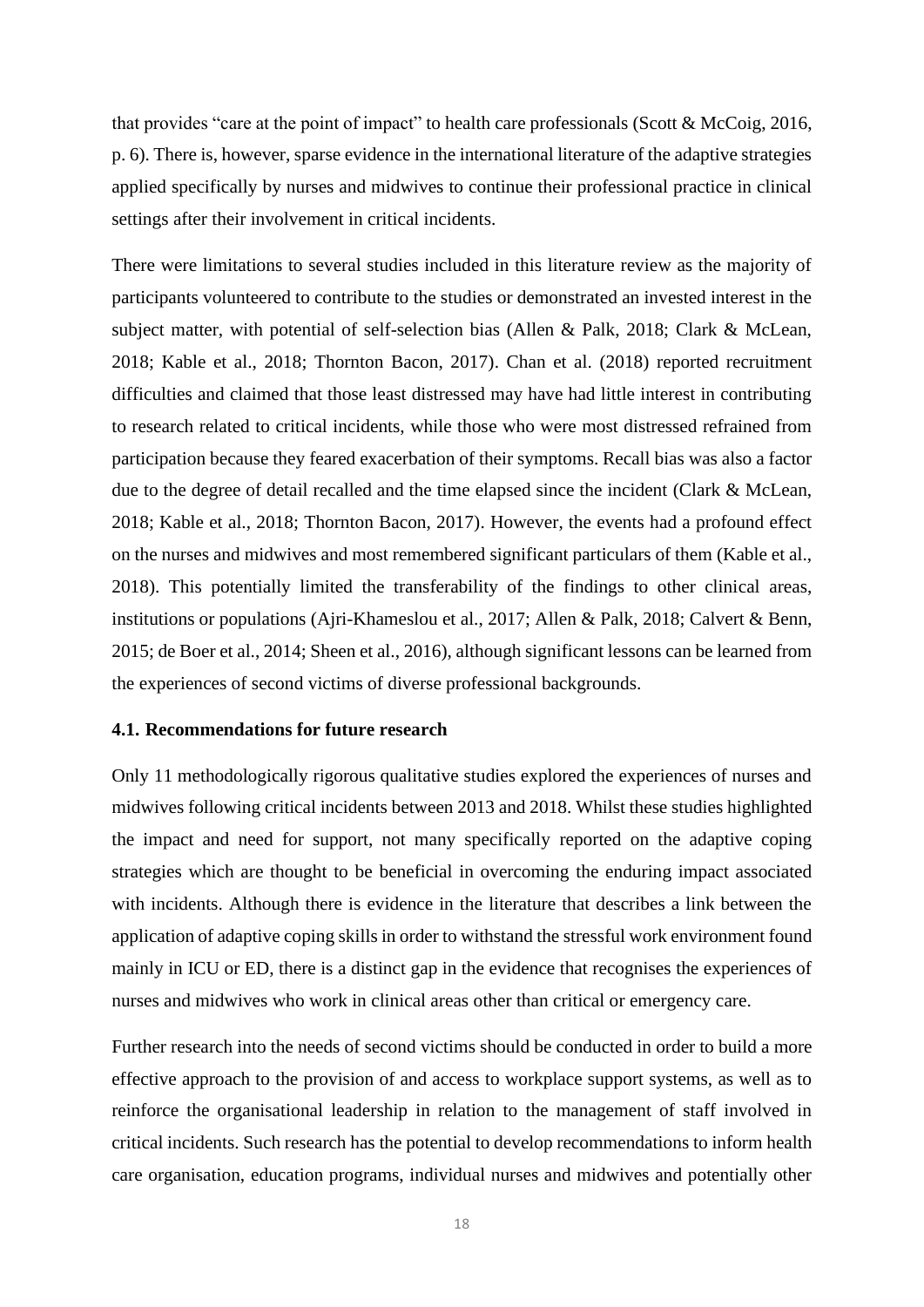that provides "care at the point of impact" to health care professionals (Scott & McCoig, 2016, p. 6). There is, however, sparse evidence in the international literature of the adaptive strategies applied specifically by nurses and midwives to continue their professional practice in clinical settings after their involvement in critical incidents.

There were limitations to several studies included in this literature review as the majority of participants volunteered to contribute to the studies or demonstrated an invested interest in the subject matter, with potential of self-selection bias (Allen & Palk, 2018; Clark & McLean, 2018; Kable et al., 2018; Thornton Bacon, 2017). Chan et al. (2018) reported recruitment difficulties and claimed that those least distressed may have had little interest in contributing to research related to critical incidents, while those who were most distressed refrained from participation because they feared exacerbation of their symptoms. Recall bias was also a factor due to the degree of detail recalled and the time elapsed since the incident (Clark & McLean, 2018; Kable et al., 2018; Thornton Bacon, 2017). However, the events had a profound effect on the nurses and midwives and most remembered significant particulars of them (Kable et al., 2018). This potentially limited the transferability of the findings to other clinical areas, institutions or populations (Ajri-Khameslou et al., 2017; Allen & Palk, 2018; Calvert & Benn, 2015; de Boer et al., 2014; Sheen et al., 2016), although significant lessons can be learned from the experiences of second victims of diverse professional backgrounds.

### 4.1. Recommendations for future research

Only 11 methodologically rigorous qualitative studies explored the experiences of nurses and midwives following critical incidents between 2013 and 2018. Whilst these studies highlighted the impact and need for support, not many specifically reported on the adaptive coping strategies which are thought to be beneficial in overcoming the enduring impact associated with incidents. Although there is evidence in the literature that describes a link between the application of adaptive coping skills in order to withstand the stressful work environment found mainly in ICU or ED, there is a distinct gap in the evidence that recognises the experiences of nurses and midwives who work in clinical areas other than critical or emergency care.

Further research into the needs of second victims should be conducted in order to build a more effective approach to the provision of and access to workplace support systems, as well as to reinforce the organisational leadership in relation to the management of staff involved in critical incidents. Such research has the potential to develop recommendations to inform health care organisation, education programs, individual nurses and midwives and potentially other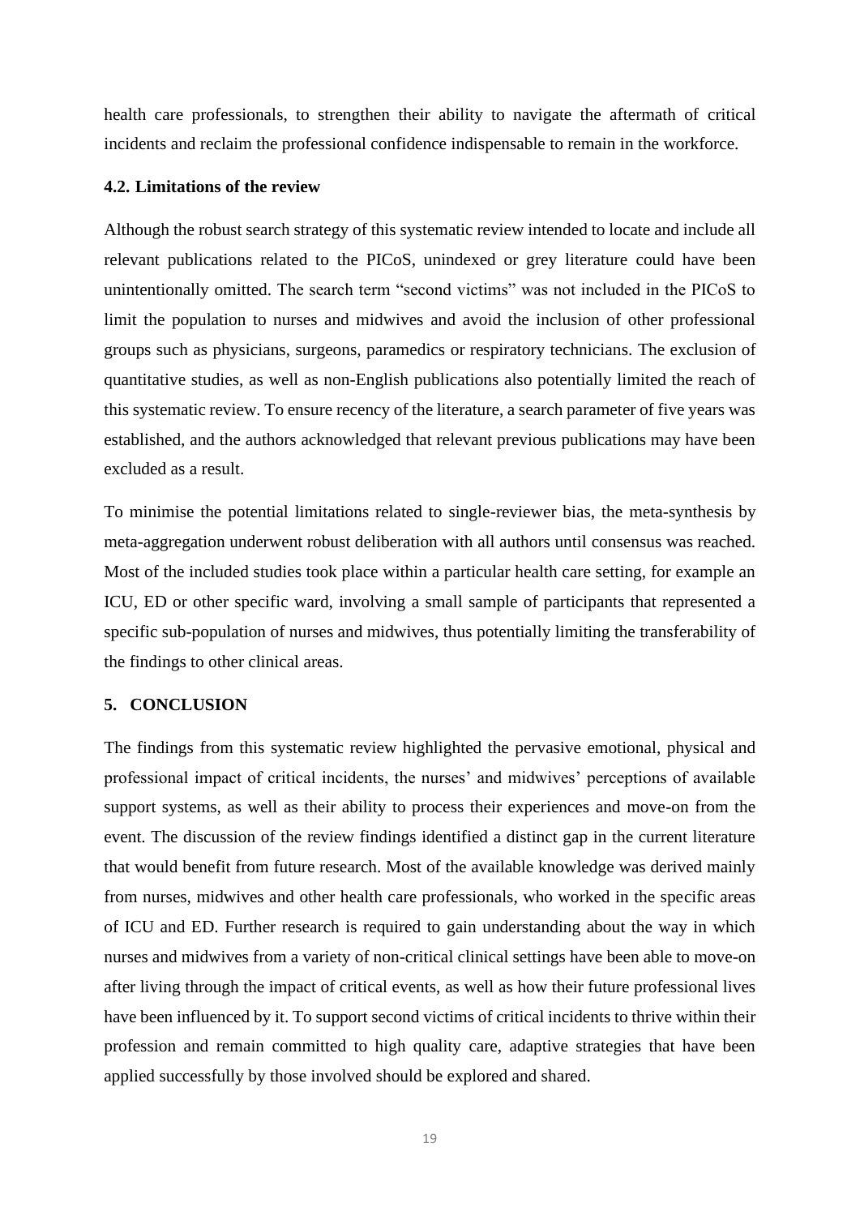health care professionals, to strengthen their ability to navigate the aftermath of critical incidents and reclaim the professional confidence indispensable to remain in the workforce.

### 4.2. Limitations of the review

Although the robust search strategy of this systematic review intended to locate and include all relevant publications related to the PICoS, unindexed or grey literature could have been unintentionally omitted. The search term "second victims" was not included in the PICoS to limit the population to nurses and midwives and avoid the inclusion of other professional groups such as physicians, surgeons, paramedics or respiratory technicians. The exclusion of quantitative studies, as well as non-English publications also potentially limited the reach of this systematic review. To ensure recency of the literature, a search parameter of five years was established, and the authors acknowledged that relevant previous publications may have been excluded as a result.

To minimise the potential limitations related to single-reviewer bias, the meta-synthesis by meta-aggregation underwent robust deliberation with all authors until consensus was reached. Most of the included studies took place within a particular health care setting, for example an ICU, ED or other specific ward, involving a small sample of participants that represented a specific sub-population of nurses and midwives, thus potentially limiting the transferability of the findings to other clinical areas.

## 5. CONCLUSION

The findings from this systematic review highlighted the pervasive emotional, physical and professional impact of critical incidents, the nurses' and midwives' perceptions of available support systems, as well as their ability to process their experiences and move-on from the event. The discussion of the review findings identified a distinct gap in the current literature that would benefit from future research. Most of the available knowledge was derived mainly from nurses, midwives and other health care professionals, who worked in the specific areas of ICU and ED. Further research is required to gain understanding about the way in which nurses and midwives from a variety of non-critical clinical settings have been able to move-on after living through the impact of critical events, as well as how their future professional lives have been influenced by it. To support second victims of critical incidents to thrive within their profession and remain committed to high quality care, adaptive strategies that have been applied successfully by those involved should be explored and shared.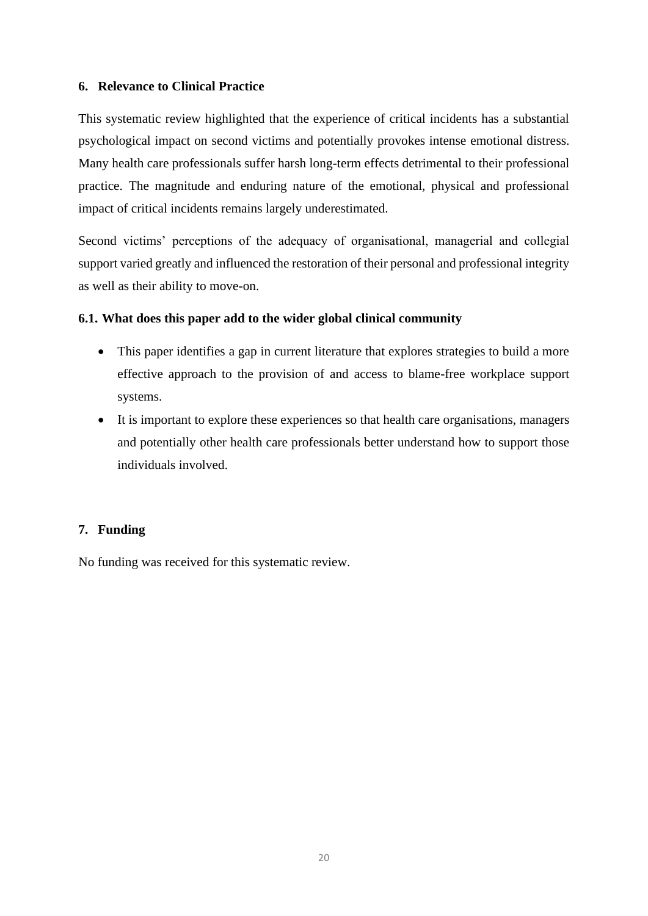## 6. Relevance to Clinical Practice

This systematic review highlighted that the experience of critical incidents has a substantial psychological impact on second victims and potentially provokes intense emotional distress. Many health care professionals suffer harsh long-term effects detrimental to their professional practice. The magnitude and enduring nature of the emotional, physical and professional impact of critical incidents remains largely underestimated.

Second victims' perceptions of the adequacy of organisational, managerial and collegial support varied greatly and influenced the restoration of their personal and professional integrity as well as their ability to move-on.

### 6.1. What does this paper add to the wider global clinical community

- This paper identifies a gap in current literature that explores strategies to build a more effective approach to the provision of and access to blame-free workplace support systems.
- It is important to explore these experiences so that health care organisations, managers and potentially other health care professionals better understand how to support those individuals involved.

## 7. Funding

No funding was received for this systematic review.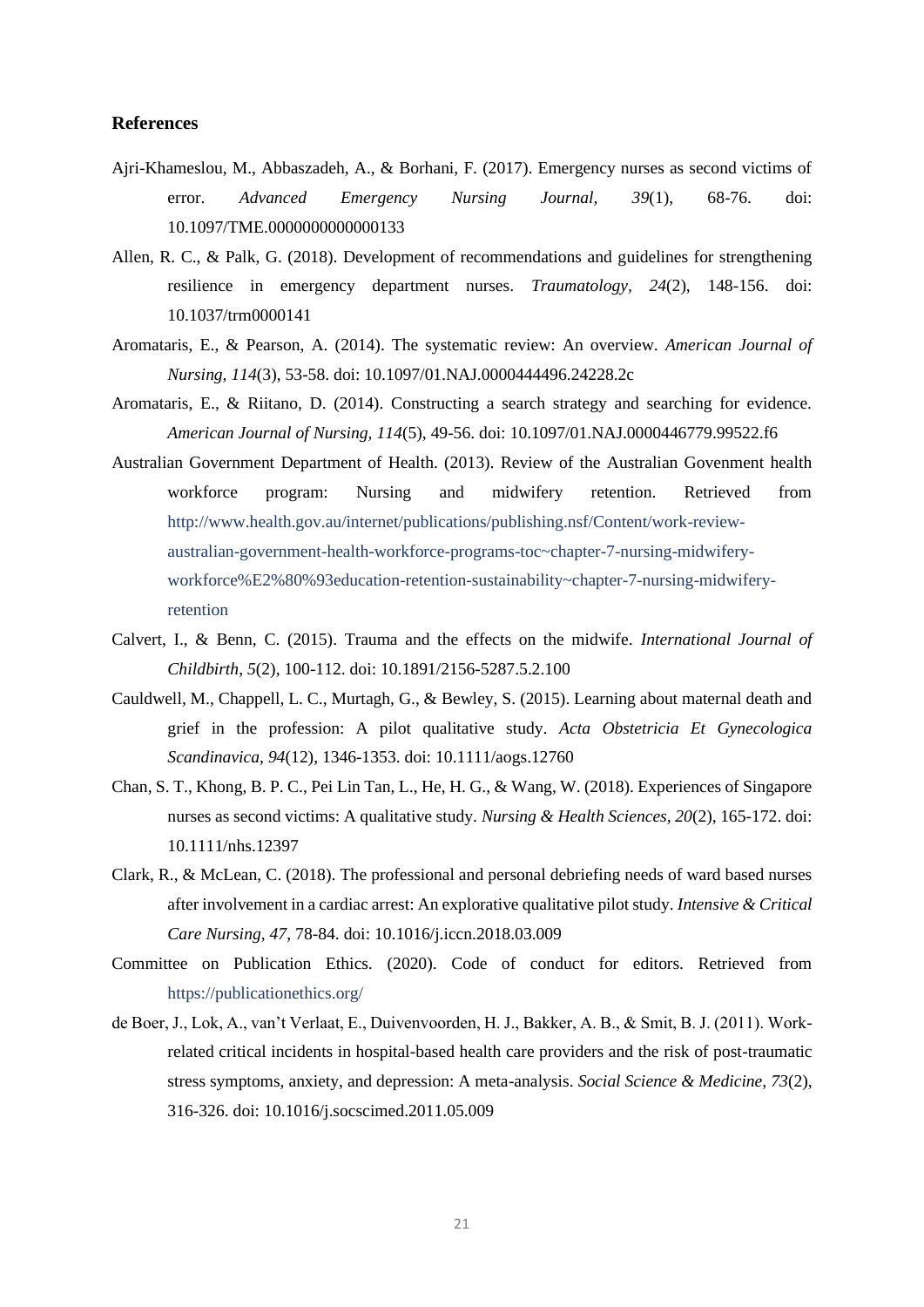### References

Ajri-Khameslou, M., Abbaszadeh, A., & Borhani, F. (2017). Emergency nurses as second victims of error. *Advanced Emergency Nursing Journal, 39*(1), 68-76. doi: 10.1097/TME.0000000000000133

Allen, R. C., & Palk, G. (2018). Development of recommendations and guidelines for strengthening resilience in emergency department nurses. *Traumatology, 24*(2), 148-156. doi: 10.1037/trm0000141

Aromataris, E., & Pearson, A. (2014). The systematic review: An overview. *American Journal of Nursing, 114*(3), 53-58. doi: 10.1097/01.NAJ.0000444496.24228.2c

Aromataris, E., & Riitano, D. (2014). Constructing a search strategy and searching for evidence. *American Journal of Nursing, 114*(5), 49-56. doi: 10.1097/01.NAJ.0000446779.99522.f6

Australian Government Department of Health. (2013). Review of the Australian Govenment health workforce program: Nursing and midwifery retention. Retrieved from http://www.health.gov.au/internet/publications/publishing.nsf/Content/work-review-australian-government-health-workforce-programs-toc~chapter-7-nursing-midwifery-workforce%E2%80%93education-retention-sustainability~chapter-7-nursing-midwifery-retention

Calvert, I., & Benn, C. (2015). Trauma and the effects on the midwife. *International Journal of Childbirth, 5*(2), 100-112. doi: 10.1891/2156-5287.5.2.100

Cauldwell, M., Chappell, L. C., Murtagh, G., & Bewley, S. (2015). Learning about maternal death and grief in the profession: A pilot qualitative study. *Acta Obstetricia Et Gynecologica Scandinavica, 94*(12), 1346-1353. doi: 10.1111/aogs.12760

Chan, S. T., Khong, B. P. C., Pei Lin Tan, L., He, H. G., & Wang, W. (2018). Experiences of Singapore nurses as second victims: A qualitative study. *Nursing & Health Sciences, 20*(2), 165-172. doi: 10.1111/nhs.12397

Clark, R., & McLean, C. (2018). The professional and personal debriefing needs of ward based nurses after involvement in a cardiac arrest: An explorative qualitative pilot study. *Intensive & Critical Care Nursing, 47*, 78-84. doi: 10.1016/j.iccn.2018.03.009

Committee on Publication Ethics. (2020). Code of conduct for editors. Retrieved from https://publicationethics.org/

de Boer, J., Lok, A., van't Verlaat, E., Duivenvoorden, H. J., Bakker, A. B., & Smit, B. J. (2011). Work-related critical incidents in hospital-based health care providers and the risk of post-traumatic stress symptoms, anxiety, and depression: A meta-analysis. *Social Science & Medicine, 73*(2), 316-326. doi: 10.1016/j.socscimed.2011.05.009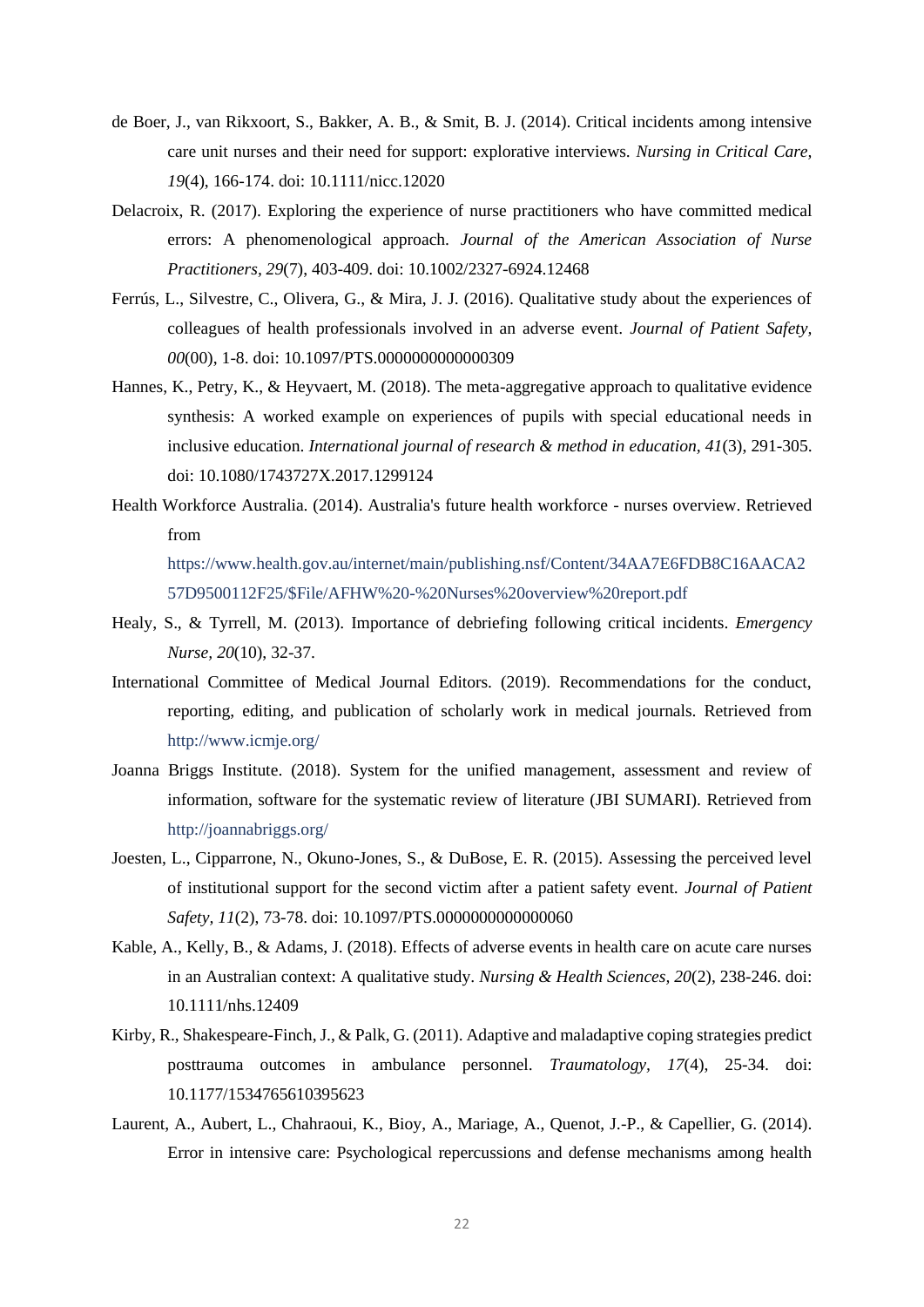de Boer, J., van Rikxoort, S., Bakker, A. B., & Smit, B. J. (2014). Critical incidents among intensive care unit nurses and their need for support: explorative interviews. *Nursing in Critical Care, 19*(4), 166-174. doi: 10.1111/nicc.12020

Delacroix, R. (2017). Exploring the experience of nurse practitioners who have committed medical errors: A phenomenological approach. *Journal of the American Association of Nurse Practitioners, 29*(7), 403-409. doi: 10.1002/2327-6924.12468

Ferrús, L., Silvestre, C., Olivera, G., & Mira, J. J. (2016). Qualitative study about the experiences of colleagues of health professionals involved in an adverse event. *Journal of Patient Safety, 00*(00), 1-8. doi: 10.1097/PTS.0000000000000309

Hannes, K., Petry, K., & Heyvaert, M. (2018). The meta-aggregative approach to qualitative evidence synthesis: A worked example on experiences of pupils with special educational needs in inclusive education. *International journal of research & method in education, 41*(3), 291-305. doi: 10.1080/1743727X.2017.1299124

Health Workforce Australia. (2014). Australia's future health workforce - nurses overview. Retrieved from https://www.health.gov.au/internet/main/publishing.nsf/Content/34AA7E6FDB8C16AACA257D9500112F25/$File/AFHW%20-%20Nurses%20overview%20report.pdf

Healy, S., & Tyrrell, M. (2013). Importance of debriefing following critical incidents. *Emergency Nurse, 20*(10), 32-37.

International Committee of Medical Journal Editors. (2019). Recommendations for the conduct, reporting, editing, and publication of scholarly work in medical journals. Retrieved from http://www.icmje.org/

Joanna Briggs Institute. (2018). System for the unified management, assessment and review of information, software for the systematic review of literature (JBI SUMARI). Retrieved from http://joannabriggs.org/

Joesten, L., Cipparrone, N., Okuno-Jones, S., & DuBose, E. R. (2015). Assessing the perceived level of institutional support for the second victim after a patient safety event. *Journal of Patient Safety, 11*(2), 73-78. doi: 10.1097/PTS.0000000000000060

Kable, A., Kelly, B., & Adams, J. (2018). Effects of adverse events in health care on acute care nurses in an Australian context: A qualitative study. *Nursing & Health Sciences, 20*(2), 238-246. doi: 10.1111/nhs.12409

Kirby, R., Shakespeare-Finch, J., & Palk, G. (2011). Adaptive and maladaptive coping strategies predict posttrauma outcomes in ambulance personnel. *Traumatology, 17*(4), 25-34. doi: 10.1177/1534765610395623

Laurent, A., Aubert, L., Chahraoui, K., Bioy, A., Mariage, A., Quenot, J.-P., & Capellier, G. (2014). Error in intensive care: Psychological repercussions and defense mechanisms among health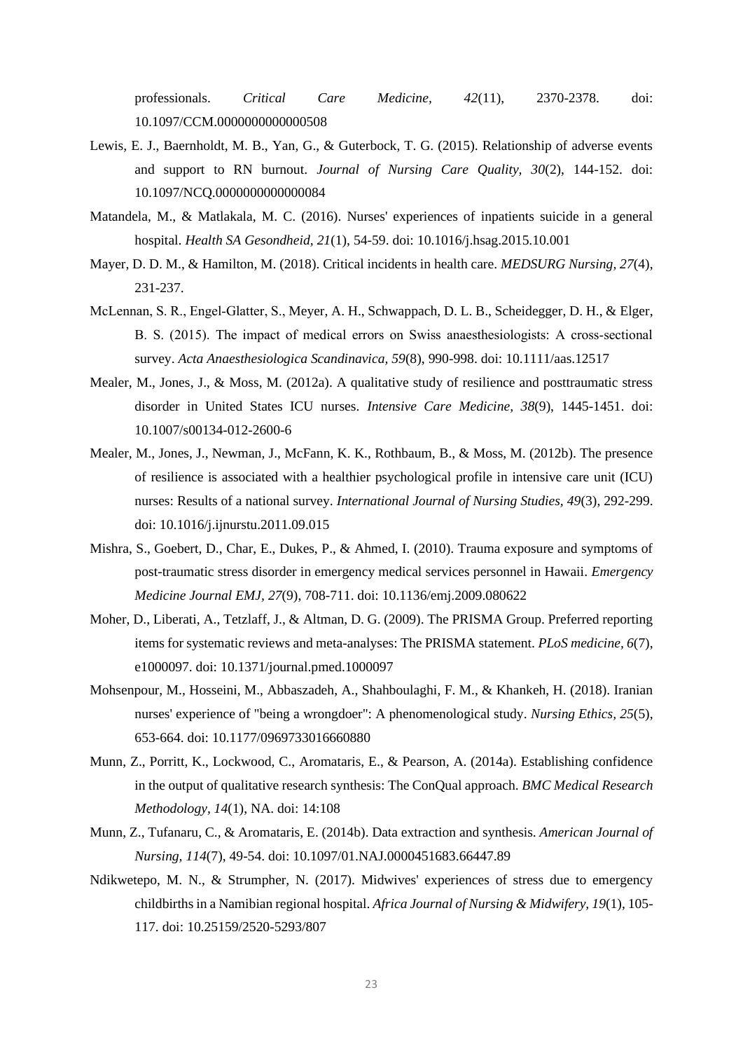professionals. *Critical Care Medicine, 42*(11), 2370-2378. doi: 10.1097/CCM.0000000000000508

Lewis, E. J., Baernholdt, M. B., Yan, G., & Guterbock, T. G. (2015). Relationship of adverse events and support to RN burnout. *Journal of Nursing Care Quality, 30*(2), 144-152. doi: 10.1097/NCQ.0000000000000084

Matandela, M., & Matlakala, M. C. (2016). Nurses' experiences of inpatients suicide in a general hospital. *Health SA Gesondheid, 21*(1), 54-59. doi: 10.1016/j.hsag.2015.10.001

Mayer, D. D. M., & Hamilton, M. (2018). Critical incidents in health care. *MEDSURG Nursing, 27*(4), 231-237.

McLennan, S. R., Engel-Glatter, S., Meyer, A. H., Schwappach, D. L. B., Scheidegger, D. H., & Elger, B. S. (2015). The impact of medical errors on Swiss anaesthesiologists: A cross-sectional survey. *Acta Anaesthesiologica Scandinavica, 59*(8), 990-998. doi: 10.1111/aas.12517

Mealer, M., Jones, J., & Moss, M. (2012a). A qualitative study of resilience and posttraumatic stress disorder in United States ICU nurses. *Intensive Care Medicine, 38*(9), 1445-1451. doi: 10.1007/s00134-012-2600-6

Mealer, M., Jones, J., Newman, J., McFann, K. K., Rothbaum, B., & Moss, M. (2012b). The presence of resilience is associated with a healthier psychological profile in intensive care unit (ICU) nurses: Results of a national survey. *International Journal of Nursing Studies, 49*(3), 292-299. doi: 10.1016/j.ijnurstu.2011.09.015

Mishra, S., Goebert, D., Char, E., Dukes, P., & Ahmed, I. (2010). Trauma exposure and symptoms of post-traumatic stress disorder in emergency medical services personnel in Hawaii. *Emergency Medicine Journal EMJ, 27*(9), 708-711. doi: 10.1136/emj.2009.080622

Moher, D., Liberati, A., Tetzlaff, J., & Altman, D. G. (2009). The PRISMA Group. Preferred reporting items for systematic reviews and meta-analyses: The PRISMA statement. *PLoS medicine, 6*(7), e1000097. doi: 10.1371/journal.pmed.1000097

Mohsenpour, M., Hosseini, M., Abbaszadeh, A., Shahboulaghi, F. M., & Khankeh, H. (2018). Iranian nurses' experience of "being a wrongdoer": A phenomenological study. *Nursing Ethics, 25*(5), 653-664. doi: 10.1177/0969733016660880

Munn, Z., Porritt, K., Lockwood, C., Aromataris, E., & Pearson, A. (2014a). Establishing confidence in the output of qualitative research synthesis: The ConQual approach. *BMC Medical Research Methodology, 14*(1), NA. doi: 14:108

Munn, Z., Tufanaru, C., & Aromataris, E. (2014b). Data extraction and synthesis. *American Journal of Nursing, 114*(7), 49-54. doi: 10.1097/01.NAJ.0000451683.66447.89

Ndikwetepo, M. N., & Strumpher, N. (2017). Midwives' experiences of stress due to emergency childbirths in a Namibian regional hospital. *Africa Journal of Nursing & Midwifery, 19*(1), 105-117. doi: 10.25159/2520-5293/807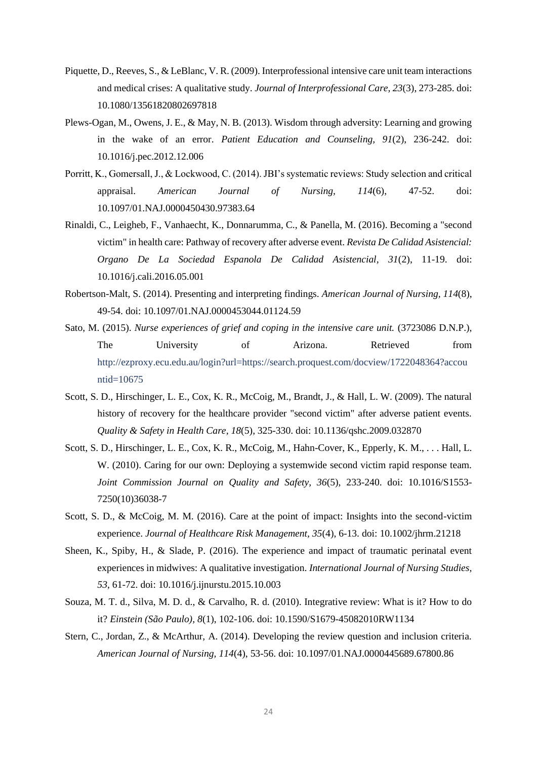Piquette, D., Reeves, S., & LeBlanc, V. R. (2009). Interprofessional intensive care unit team interactions and medical crises: A qualitative study. *Journal of Interprofessional Care, 23*(3), 273-285. doi: 10.1080/13561820802697818

Plews-Ogan, M., Owens, J. E., & May, N. B. (2013). Wisdom through adversity: Learning and growing in the wake of an error. *Patient Education and Counseling, 91*(2), 236-242. doi: 10.1016/j.pec.2012.12.006

Porritt, K., Gomersall, J., & Lockwood, C. (2014). JBI's systematic reviews: Study selection and critical appraisal. *American Journal of Nursing, 114*(6), 47-52. doi: 10.1097/01.NAJ.0000450430.97383.64

Rinaldi, C., Leigheb, F., Vanhaecht, K., Donnarumma, C., & Panella, M. (2016). Becoming a "second victim" in health care: Pathway of recovery after adverse event. *Revista De Calidad Asistencial: Organo De La Sociedad Espanola De Calidad Asistencial, 31*(2), 11-19. doi: 10.1016/j.cali.2016.05.001

Robertson-Malt, S. (2014). Presenting and interpreting findings. *American Journal of Nursing, 114*(8), 49-54. doi: 10.1097/01.NAJ.0000453044.01124.59

Sato, M. (2015). *Nurse experiences of grief and coping in the intensive care unit.* (3723086 D.N.P.), The University of Arizona. Retrieved from http://ezproxy.ecu.edu.au/login?url=https://search.proquest.com/docview/1722048364?accountid=10675

Scott, S. D., Hirschinger, L. E., Cox, K. R., McCoig, M., Brandt, J., & Hall, L. W. (2009). The natural history of recovery for the healthcare provider "second victim" after adverse patient events. *Quality & Safety in Health Care, 18*(5), 325-330. doi: 10.1136/qshc.2009.032870

Scott, S. D., Hirschinger, L. E., Cox, K. R., McCoig, M., Hahn-Cover, K., Epperly, K. M., . . . Hall, L. W. (2010). Caring for our own: Deploying a systemwide second victim rapid response team. *Joint Commission Journal on Quality and Safety, 36*(5), 233-240. doi: 10.1016/S1553-7250(10)36038-7

Scott, S. D., & McCoig, M. M. (2016). Care at the point of impact: Insights into the second-victim experience. *Journal of Healthcare Risk Management, 35*(4), 6-13. doi: 10.1002/jhrm.21218

Sheen, K., Spiby, H., & Slade, P. (2016). The experience and impact of traumatic perinatal event experiences in midwives: A qualitative investigation. *International Journal of Nursing Studies, 53*, 61-72. doi: 10.1016/j.ijnurstu.2015.10.003

Souza, M. T. d., Silva, M. D. d., & Carvalho, R. d. (2010). Integrative review: What is it? How to do it? *Einstein (São Paulo), 8*(1), 102-106. doi: 10.1590/S1679-45082010RW1134

Stern, C., Jordan, Z., & McArthur, A. (2014). Developing the review question and inclusion criteria. *American Journal of Nursing, 114*(4), 53-56. doi: 10.1097/01.NAJ.0000445689.67800.86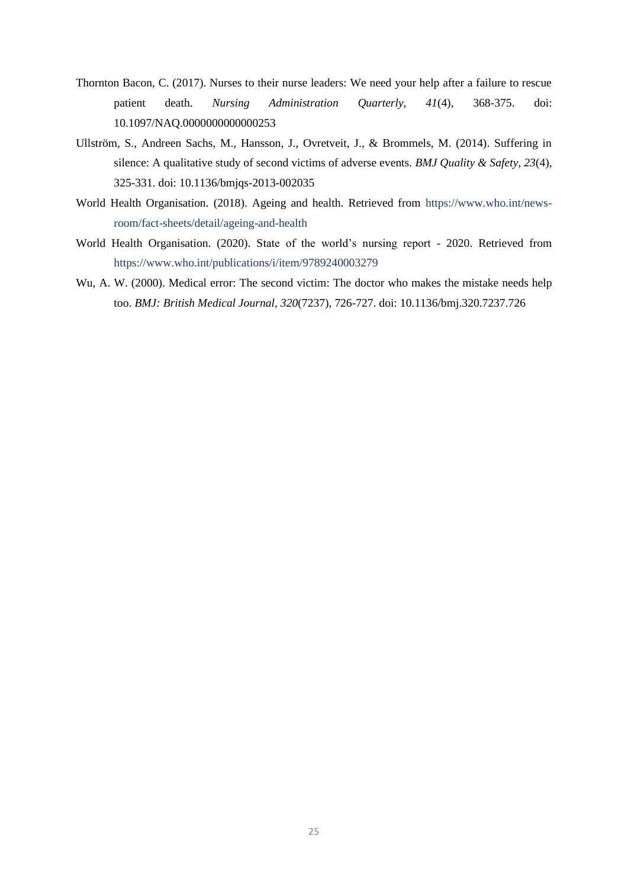Thornton Bacon, C. (2017). Nurses to their nurse leaders: We need your help after a failure to rescue patient death. *Nursing Administration Quarterly, 41*(4), 368-375. doi: 10.1097/NAQ.0000000000000253

Ullström, S., Andreen Sachs, M., Hansson, J., Ovretveit, J., & Brommels, M. (2014). Suffering in silence: A qualitative study of second victims of adverse events. *BMJ Quality & Safety, 23*(4), 325-331. doi: 10.1136/bmjqs-2013-002035

World Health Organisation. (2018). Ageing and health. Retrieved from https://www.who.int/news-room/fact-sheets/detail/ageing-and-health

World Health Organisation. (2020). State of the world's nursing report - 2020. Retrieved from https://www.who.int/publications/i/item/9789240003279

Wu, A. W. (2000). Medical error: The second victim: The doctor who makes the mistake needs help too. *BMJ: British Medical Journal, 320*(7237), 726-727. doi: 10.1136/bmj.320.7237.726